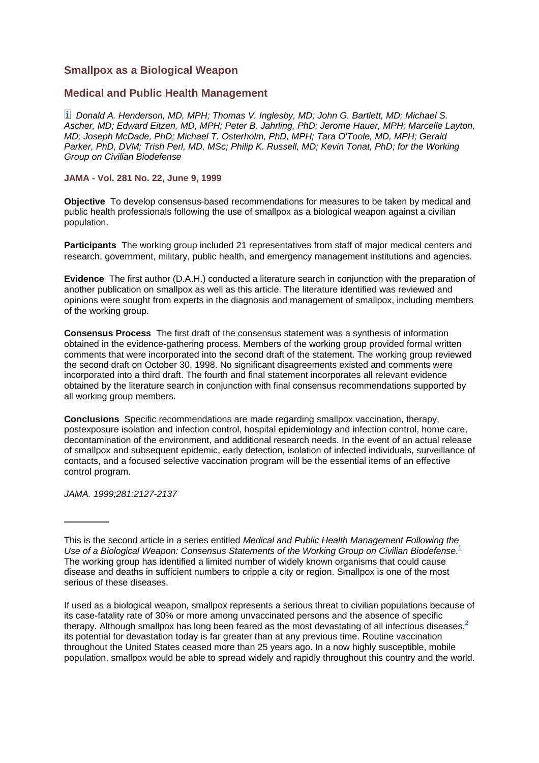## Smallpox as a Biological Weapon

## Medical and Public Health Management

*Donald A. Henderson, MD, MPH; Thomas V. Inglesby, MD; John G. Bartlett, MD; Michael S. Ascher, MD; Edward Eitzen, MD, MPH; Peter B. Jahrling, PhD; Jerome Hauer, MPH; Marcelle Layton, MD; Joseph McDade, PhD; Michael T. Osterholm, PhD, MPH; Tara O'Toole, MD, MPH; Gerald Parker, PhD, DVM; Trish Perl, MD, MSc; Philip K. Russell, MD; Kevin Tonat, PhD; for the Working Group on Civilian Biodefense*

**JAMA - Vol. 281 No. 22, June 9, 1999**

**Objective** To develop consensus-based recommendations for measures to be taken by medical and public health professionals following the use of smallpox as a biological weapon against a civilian population.

**Participants** The working group included 21 representatives from staff of major medical centers and research, government, military, public health, and emergency management institutions and agencies.

**Evidence** The first author (D.A.H.) conducted a literature search in conjunction with the preparation of another publication on smallpox as well as this article. The literature identified was reviewed and opinions were sought from experts in the diagnosis and management of smallpox, including members of the working group.

**Consensus Process** The first draft of the consensus statement was a synthesis of information obtained in the evidence-gathering process. Members of the working group provided formal written comments that were incorporated into the second draft of the statement. The working group reviewed the second draft on October 30, 1998. No significant disagreements existed and comments were incorporated into a third draft. The fourth and final statement incorporates all relevant evidence obtained by the literature search in conjunction with final consensus recommendations supported by all working group members.

**Conclusions** Specific recommendations are made regarding smallpox vaccination, therapy, postexposure isolation and infection control, hospital epidemiology and infection control, home care, decontamination of the environment, and additional research needs. In the event of an actual release of smallpox and subsequent epidemic, early detection, isolation of infected individuals, surveillance of contacts, and a focused selective vaccination program will be the essential items of an effective control program.

*JAMA. 1999;281:2127-2137*

---

This is the second article in a series entitled *Medical and Public Health Management Following the Use of a Biological Weapon: Consensus Statements of the Working Group on Civilian Biodefense*.[1] The working group has identified a limited number of widely known organisms that could cause disease and deaths in sufficient numbers to cripple a city or region. Smallpox is one of the most serious of these diseases.

If used as a biological weapon, smallpox represents a serious threat to civilian populations because of its case-fatality rate of 30% or more among unvaccinated persons and the absence of specific therapy. Although smallpox has long been feared as the most devastating of all infectious diseases,[2] its potential for devastation today is far greater than at any previous time. Routine vaccination throughout the United States ceased more than 25 years ago. In a now highly susceptible, mobile population, smallpox would be able to spread widely and rapidly throughout this country and the world.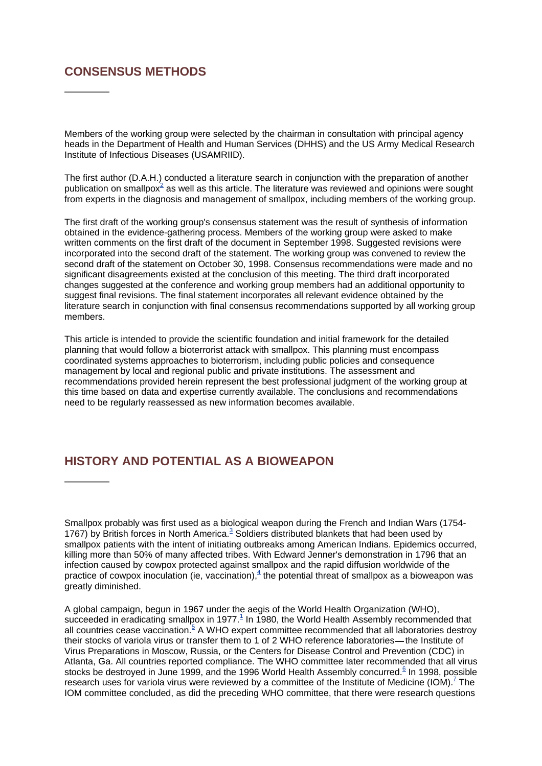## CONSENSUS METHODS

Members of the working group were selected by the chairman in consultation with principal agency heads in the Department of Health and Human Services (DHHS) and the US Army Medical Research Institute of Infectious Diseases (USAMRIID).

The first author (D.A.H.) conducted a literature search in conjunction with the preparation of another publication on smallpox[2] as well as this article. The literature was reviewed and opinions were sought from experts in the diagnosis and management of smallpox, including members of the working group.

The first draft of the working group's consensus statement was the result of synthesis of information obtained in the evidence-gathering process. Members of the working group were asked to make written comments on the first draft of the document in September 1998. Suggested revisions were incorporated into the second draft of the statement. The working group was convened to review the second draft of the statement on October 30, 1998. Consensus recommendations were made and no significant disagreements existed at the conclusion of this meeting. The third draft incorporated changes suggested at the conference and working group members had an additional opportunity to suggest final revisions. The final statement incorporates all relevant evidence obtained by the literature search in conjunction with final consensus recommendations supported by all working group members.

This article is intended to provide the scientific foundation and initial framework for the detailed planning that would follow a bioterrorist attack with smallpox. This planning must encompass coordinated systems approaches to bioterrorism, including public policies and consequence management by local and regional public and private institutions. The assessment and recommendations provided herein represent the best professional judgment of the working group at this time based on data and expertise currently available. The conclusions and recommendations need to be regularly reassessed as new information becomes available.

## HISTORY AND POTENTIAL AS A BIOWEAPON

Smallpox probably was first used as a biological weapon during the French and Indian Wars (1754-1767) by British forces in North America.[3] Soldiers distributed blankets that had been used by smallpox patients with the intent of initiating outbreaks among American Indians. Epidemics occurred, killing more than 50% of many affected tribes. With Edward Jenner's demonstration in 1796 that an infection caused by cowpox protected against smallpox and the rapid diffusion worldwide of the practice of cowpox inoculation (ie, vaccination),[4] the potential threat of smallpox as a bioweapon was greatly diminished.

A global campaign, begun in 1967 under the aegis of the World Health Organization (WHO), succeeded in eradicating smallpox in 1977.[1] In 1980, the World Health Assembly recommended that all countries cease vaccination.[5] A WHO expert committee recommended that all laboratories destroy their stocks of variola virus or transfer them to 1 of 2 WHO reference laboratories—the Institute of Virus Preparations in Moscow, Russia, or the Centers for Disease Control and Prevention (CDC) in Atlanta, Ga. All countries reported compliance. The WHO committee later recommended that all virus stocks be destroyed in June 1999, and the 1996 World Health Assembly concurred.[6] In 1998, possible research uses for variola virus were reviewed by a committee of the Institute of Medicine (IOM).[7] The IOM committee concluded, as did the preceding WHO committee, that there were research questions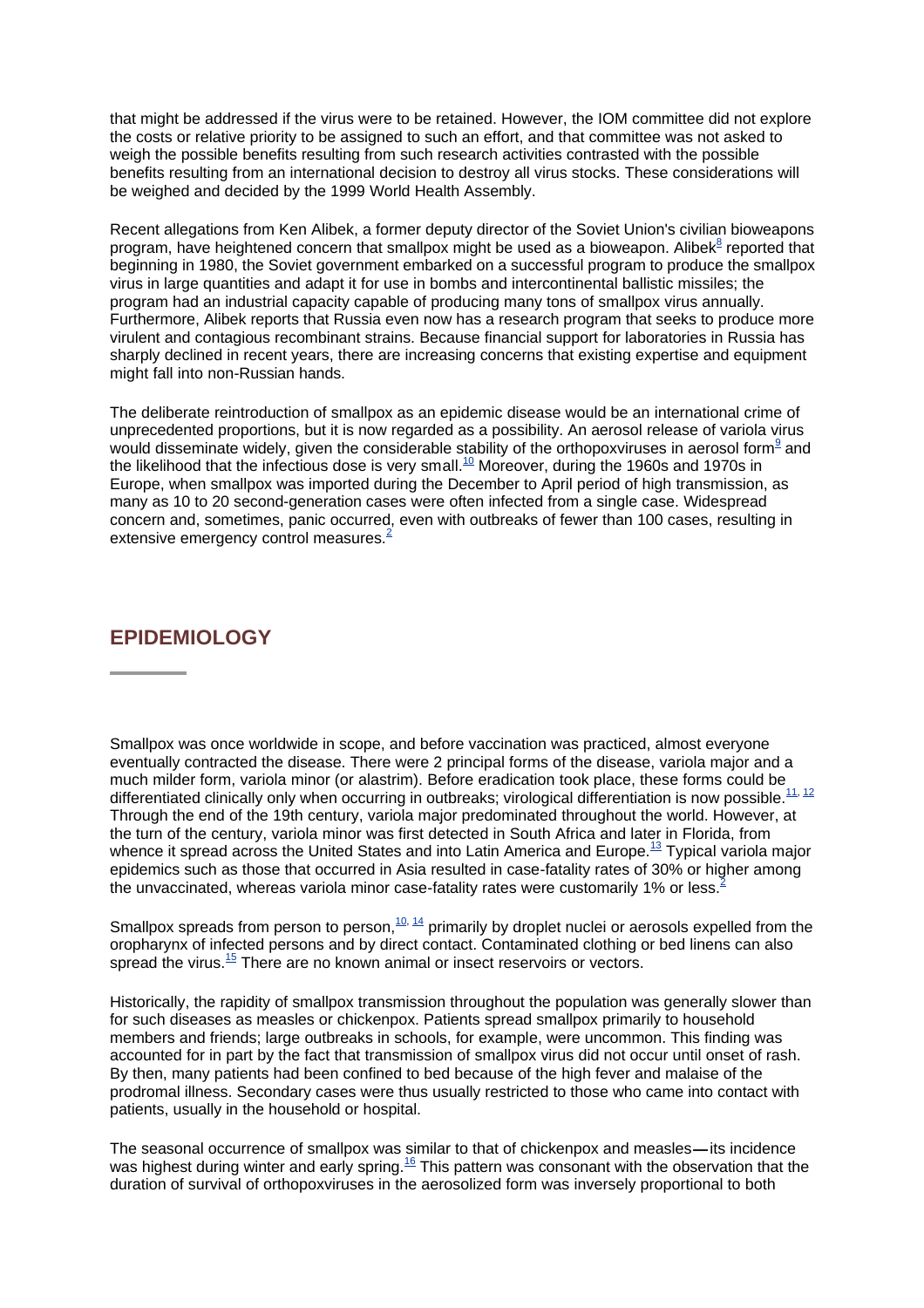that might be addressed if the virus were to be retained. However, the IOM committee did not explore the costs or relative priority to be assigned to such an effort, and that committee was not asked to weigh the possible benefits resulting from such research activities contrasted with the possible benefits resulting from an international decision to destroy all virus stocks. These considerations will be weighed and decided by the 1999 World Health Assembly.

Recent allegations from Ken Alibek, a former deputy director of the Soviet Union's civilian bioweapons program, have heightened concern that smallpox might be used as a bioweapon. Alibek[8] reported that beginning in 1980, the Soviet government embarked on a successful program to produce the smallpox virus in large quantities and adapt it for use in bombs and intercontinental ballistic missiles; the program had an industrial capacity capable of producing many tons of smallpox virus annually. Furthermore, Alibek reports that Russia even now has a research program that seeks to produce more virulent and contagious recombinant strains. Because financial support for laboratories in Russia has sharply declined in recent years, there are increasing concerns that existing expertise and equipment might fall into non-Russian hands.

The deliberate reintroduction of smallpox as an epidemic disease would be an international crime of unprecedented proportions, but it is now regarded as a possibility. An aerosol release of variola virus would disseminate widely, given the considerable stability of the orthopoxviruses in aerosol form[9] and the likelihood that the infectious dose is very small.[10] Moreover, during the 1960s and 1970s in Europe, when smallpox was imported during the December to April period of high transmission, as many as 10 to 20 second-generation cases were often infected from a single case. Widespread concern and, sometimes, panic occurred, even with outbreaks of fewer than 100 cases, resulting in extensive emergency control measures.[2]

## EPIDEMIOLOGY

Smallpox was once worldwide in scope, and before vaccination was practiced, almost everyone eventually contracted the disease. There were 2 principal forms of the disease, variola major and a much milder form, variola minor (or alastrim). Before eradication took place, these forms could be differentiated clinically only when occurring in outbreaks; virological differentiation is now possible.[11, 12] Through the end of the 19th century, variola major predominated throughout the world. However, at the turn of the century, variola minor was first detected in South Africa and later in Florida, from whence it spread across the United States and into Latin America and Europe.[13] Typical variola major epidemics such as those that occurred in Asia resulted in case-fatality rates of 30% or higher among the unvaccinated, whereas variola minor case-fatality rates were customarily 1% or less.[2]

Smallpox spreads from person to person,[10, 14] primarily by droplet nuclei or aerosols expelled from the oropharynx of infected persons and by direct contact. Contaminated clothing or bed linens can also spread the virus.[15] There are no known animal or insect reservoirs or vectors.

Historically, the rapidity of smallpox transmission throughout the population was generally slower than for such diseases as measles or chickenpox. Patients spread smallpox primarily to household members and friends; large outbreaks in schools, for example, were uncommon. This finding was accounted for in part by the fact that transmission of smallpox virus did not occur until onset of rash. By then, many patients had been confined to bed because of the high fever and malaise of the prodromal illness. Secondary cases were thus usually restricted to those who came into contact with patients, usually in the household or hospital.

The seasonal occurrence of smallpox was similar to that of chickenpox and measles—its incidence was highest during winter and early spring.[16] This pattern was consonant with the observation that the duration of survival of orthopoxviruses in the aerosolized form was inversely proportional to both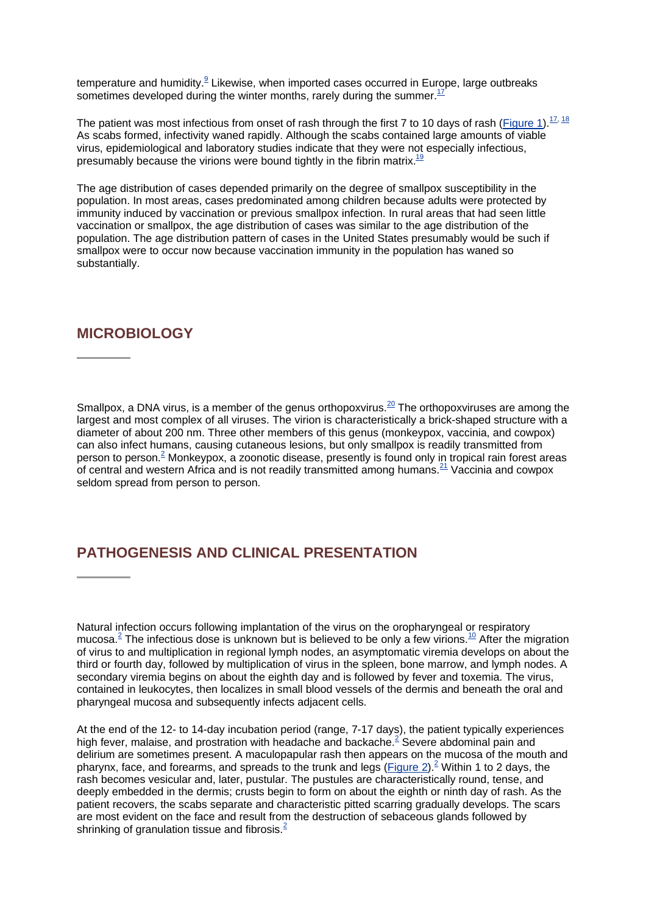temperature and humidity.[9] Likewise, when imported cases occurred in Europe, large outbreaks sometimes developed during the winter months, rarely during the summer.[17]

The patient was most infectious from onset of rash through the first 7 to 10 days of rash (Figure 1).[17, 18] As scabs formed, infectivity waned rapidly. Although the scabs contained large amounts of viable virus, epidemiological and laboratory studies indicate that they were not especially infectious, presumably because the virions were bound tightly in the fibrin matrix.[19]

The age distribution of cases depended primarily on the degree of smallpox susceptibility in the population. In most areas, cases predominated among children because adults were protected by immunity induced by vaccination or previous smallpox infection. In rural areas that had seen little vaccination or smallpox, the age distribution of cases was similar to the age distribution of the population. The age distribution pattern of cases in the United States presumably would be such if smallpox were to occur now because vaccination immunity in the population has waned so substantially.

## MICROBIOLOGY

Smallpox, a DNA virus, is a member of the genus orthopoxvirus.[20] The orthopoxviruses are among the largest and most complex of all viruses. The virion is characteristically a brick-shaped structure with a diameter of about 200 nm. Three other members of this genus (monkeypox, vaccinia, and cowpox) can also infect humans, causing cutaneous lesions, but only smallpox is readily transmitted from person to person.[2] Monkeypox, a zoonotic disease, presently is found only in tropical rain forest areas of central and western Africa and is not readily transmitted among humans.[21] Vaccinia and cowpox seldom spread from person to person.

## PATHOGENESIS AND CLINICAL PRESENTATION

Natural infection occurs following implantation of the virus on the oropharyngeal or respiratory mucosa.[2] The infectious dose is unknown but is believed to be only a few virions.[10] After the migration of virus to and multiplication in regional lymph nodes, an asymptomatic viremia develops on about the third or fourth day, followed by multiplication of virus in the spleen, bone marrow, and lymph nodes. A secondary viremia begins on about the eighth day and is followed by fever and toxemia. The virus, contained in leukocytes, then localizes in small blood vessels of the dermis and beneath the oral and pharyngeal mucosa and subsequently infects adjacent cells.

At the end of the 12- to 14-day incubation period (range, 7-17 days), the patient typically experiences high fever, malaise, and prostration with headache and backache.[2] Severe abdominal pain and delirium are sometimes present. A maculopapular rash then appears on the mucosa of the mouth and pharynx, face, and forearms, and spreads to the trunk and legs (Figure 2).[2] Within 1 to 2 days, the rash becomes vesicular and, later, pustular. The pustules are characteristically round, tense, and deeply embedded in the dermis; crusts begin to form on about the eighth or ninth day of rash. As the patient recovers, the scabs separate and characteristic pitted scarring gradually develops. The scars are most evident on the face and result from the destruction of sebaceous glands followed by shrinking of granulation tissue and fibrosis.[2]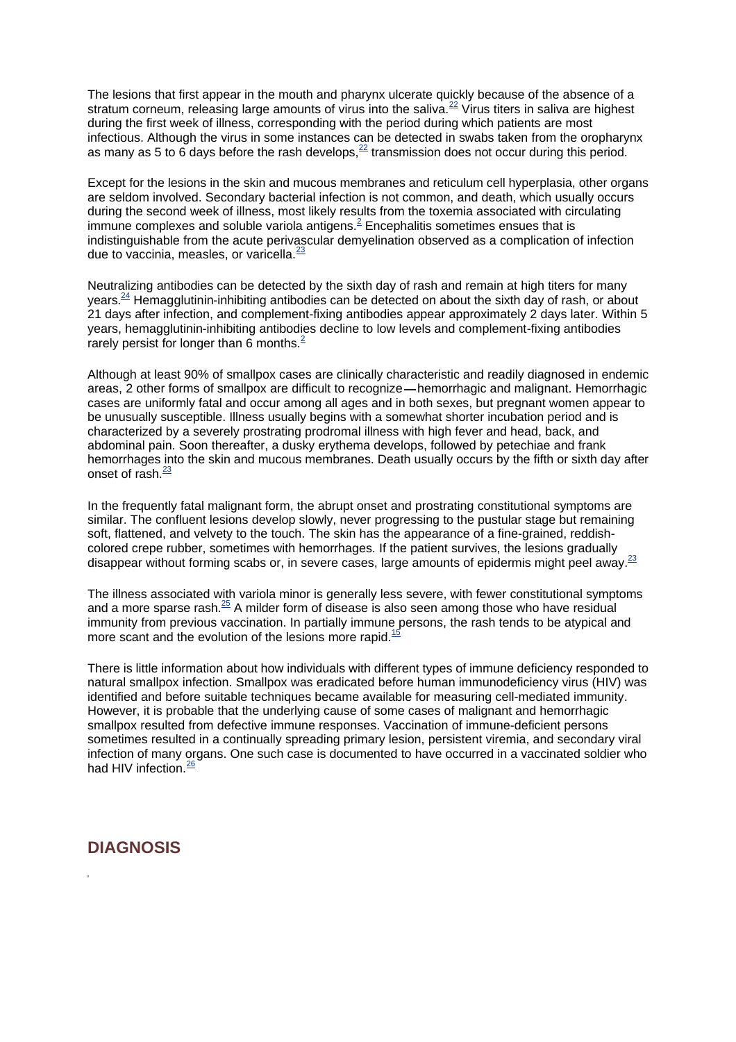The lesions that first appear in the mouth and pharynx ulcerate quickly because of the absence of a stratum corneum, releasing large amounts of virus into the saliva.[22] Virus titers in saliva are highest during the first week of illness, corresponding with the period during which patients are most infectious. Although the virus in some instances can be detected in swabs taken from the oropharynx as many as 5 to 6 days before the rash develops,[22] transmission does not occur during this period.

Except for the lesions in the skin and mucous membranes and reticulum cell hyperplasia, other organs are seldom involved. Secondary bacterial infection is not common, and death, which usually occurs during the second week of illness, most likely results from the toxemia associated with circulating immune complexes and soluble variola antigens.[2] Encephalitis sometimes ensues that is indistinguishable from the acute perivascular demyelination observed as a complication of infection due to vaccinia, measles, or varicella.[23]

Neutralizing antibodies can be detected by the sixth day of rash and remain at high titers for many years.[24] Hemagglutinin-inhibiting antibodies can be detected on about the sixth day of rash, or about 21 days after infection, and complement-fixing antibodies appear approximately 2 days later. Within 5 years, hemagglutinin-inhibiting antibodies decline to low levels and complement-fixing antibodies rarely persist for longer than 6 months.[2]

Although at least 90% of smallpox cases are clinically characteristic and readily diagnosed in endemic areas, 2 other forms of smallpox are difficult to recognize—hemorrhagic and malignant. Hemorrhagic cases are uniformly fatal and occur among all ages and in both sexes, but pregnant women appear to be unusually susceptible. Illness usually begins with a somewhat shorter incubation period and is characterized by a severely prostrating prodromal illness with high fever and head, back, and abdominal pain. Soon thereafter, a dusky erythema develops, followed by petechiae and frank hemorrhages into the skin and mucous membranes. Death usually occurs by the fifth or sixth day after onset of rash.[23]

In the frequently fatal malignant form, the abrupt onset and prostrating constitutional symptoms are similar. The confluent lesions develop slowly, never progressing to the pustular stage but remaining soft, flattened, and velvety to the touch. The skin has the appearance of a fine-grained, reddish-colored crepe rubber, sometimes with hemorrhages. If the patient survives, the lesions gradually disappear without forming scabs or, in severe cases, large amounts of epidermis might peel away.[23]

The illness associated with variola minor is generally less severe, with fewer constitutional symptoms and a more sparse rash.[25] A milder form of disease is also seen among those who have residual immunity from previous vaccination. In partially immune persons, the rash tends to be atypical and more scant and the evolution of the lesions more rapid.[15]

There is little information about how individuals with different types of immune deficiency responded to natural smallpox infection. Smallpox was eradicated before human immunodeficiency virus (HIV) was identified and before suitable techniques became available for measuring cell-mediated immunity. However, it is probable that the underlying cause of some cases of malignant and hemorrhagic smallpox resulted from defective immune responses. Vaccination of immune-deficient persons sometimes resulted in a continually spreading primary lesion, persistent viremia, and secondary viral infection of many organs. One such case is documented to have occurred in a vaccinated soldier who had HIV infection.[26]

## DIAGNOSIS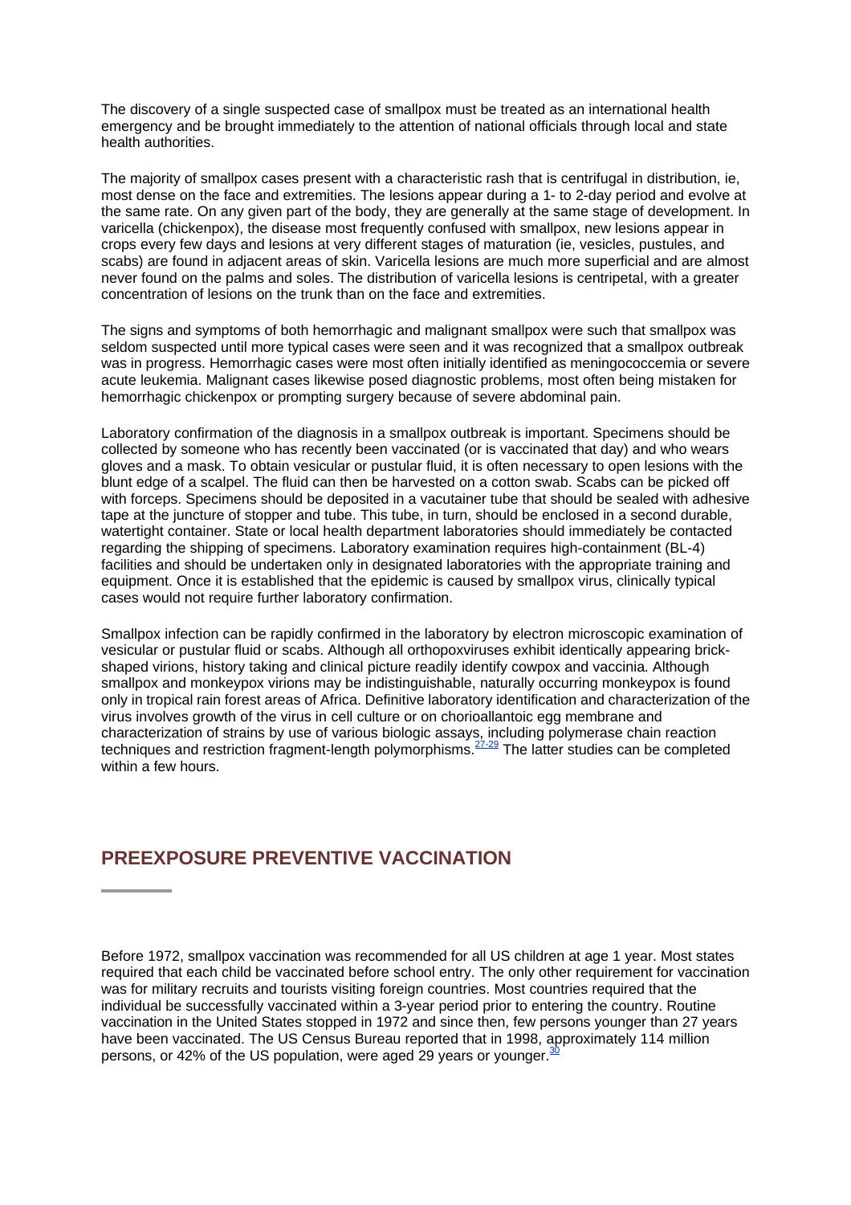The discovery of a single suspected case of smallpox must be treated as an international health emergency and be brought immediately to the attention of national officials through local and state health authorities.

The majority of smallpox cases present with a characteristic rash that is centrifugal in distribution, ie, most dense on the face and extremities. The lesions appear during a 1- to 2-day period and evolve at the same rate. On any given part of the body, they are generally at the same stage of development. In varicella (chickenpox), the disease most frequently confused with smallpox, new lesions appear in crops every few days and lesions at very different stages of maturation (ie, vesicles, pustules, and scabs) are found in adjacent areas of skin. Varicella lesions are much more superficial and are almost never found on the palms and soles. The distribution of varicella lesions is centripetal, with a greater concentration of lesions on the trunk than on the face and extremities.

The signs and symptoms of both hemorrhagic and malignant smallpox were such that smallpox was seldom suspected until more typical cases were seen and it was recognized that a smallpox outbreak was in progress. Hemorrhagic cases were most often initially identified as meningococcemia or severe acute leukemia. Malignant cases likewise posed diagnostic problems, most often being mistaken for hemorrhagic chickenpox or prompting surgery because of severe abdominal pain.

Laboratory confirmation of the diagnosis in a smallpox outbreak is important. Specimens should be collected by someone who has recently been vaccinated (or is vaccinated that day) and who wears gloves and a mask. To obtain vesicular or pustular fluid, it is often necessary to open lesions with the blunt edge of a scalpel. The fluid can then be harvested on a cotton swab. Scabs can be picked off with forceps. Specimens should be deposited in a vacutainer tube that should be sealed with adhesive tape at the juncture of stopper and tube. This tube, in turn, should be enclosed in a second durable, watertight container. State or local health department laboratories should immediately be contacted regarding the shipping of specimens. Laboratory examination requires high-containment (BL-4) facilities and should be undertaken only in designated laboratories with the appropriate training and equipment. Once it is established that the epidemic is caused by smallpox virus, clinically typical cases would not require further laboratory confirmation.

Smallpox infection can be rapidly confirmed in the laboratory by electron microscopic examination of vesicular or pustular fluid or scabs. Although all orthopoxviruses exhibit identically appearing brick-shaped virions, history taking and clinical picture readily identify cowpox and vaccinia. Although smallpox and monkeypox virions may be indistinguishable, naturally occurring monkeypox is found only in tropical rain forest areas of Africa. Definitive laboratory identification and characterization of the virus involves growth of the virus in cell culture or on chorioallantoic egg membrane and characterization of strains by use of various biologic assays, including polymerase chain reaction techniques and restriction fragment-length polymorphisms.[27-29] The latter studies can be completed within a few hours.

## PREEXPOSURE PREVENTIVE VACCINATION

Before 1972, smallpox vaccination was recommended for all US children at age 1 year. Most states required that each child be vaccinated before school entry. The only other requirement for vaccination was for military recruits and tourists visiting foreign countries. Most countries required that the individual be successfully vaccinated within a 3-year period prior to entering the country. Routine vaccination in the United States stopped in 1972 and since then, few persons younger than 27 years have been vaccinated. The US Census Bureau reported that in 1998, approximately 114 million persons, or 42% of the US population, were aged 29 years or younger.[30]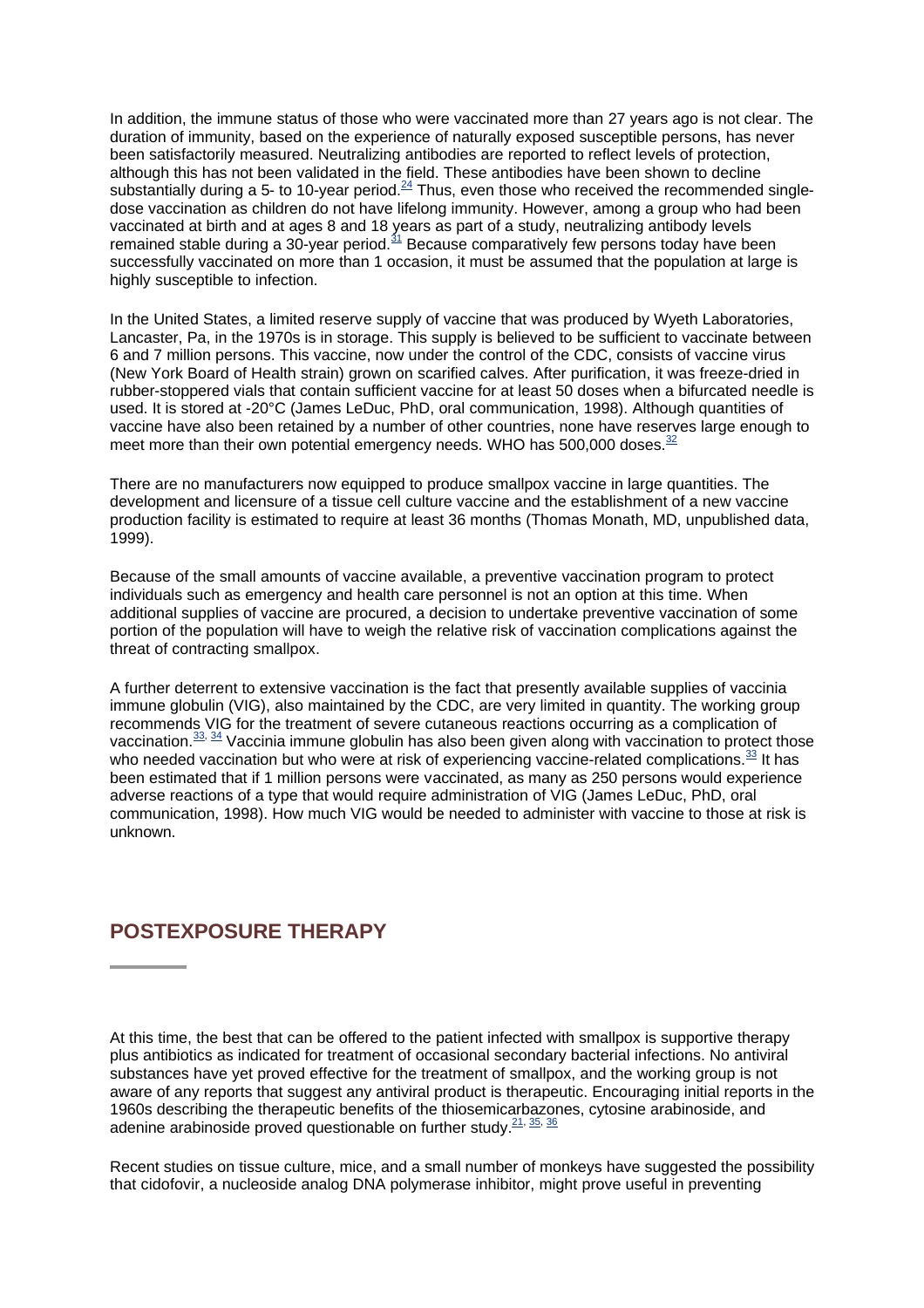In addition, the immune status of those who were vaccinated more than 27 years ago is not clear. The duration of immunity, based on the experience of naturally exposed susceptible persons, has never been satisfactorily measured. Neutralizing antibodies are reported to reflect levels of protection, although this has not been validated in the field. These antibodies have been shown to decline substantially during a 5- to 10-year period.[24] Thus, even those who received the recommended single-dose vaccination as children do not have lifelong immunity. However, among a group who had been vaccinated at birth and at ages 8 and 18 years as part of a study, neutralizing antibody levels remained stable during a 30-year period.[31] Because comparatively few persons today have been successfully vaccinated on more than 1 occasion, it must be assumed that the population at large is highly susceptible to infection.

In the United States, a limited reserve supply of vaccine that was produced by Wyeth Laboratories, Lancaster, Pa, in the 1970s is in storage. This supply is believed to be sufficient to vaccinate between 6 and 7 million persons. This vaccine, now under the control of the CDC, consists of vaccine virus (New York Board of Health strain) grown on scarified calves. After purification, it was freeze-dried in rubber-stoppered vials that contain sufficient vaccine for at least 50 doses when a bifurcated needle is used. It is stored at -20°C (James LeDuc, PhD, oral communication, 1998). Although quantities of vaccine have also been retained by a number of other countries, none have reserves large enough to meet more than their own potential emergency needs. WHO has 500,000 doses.[32]

There are no manufacturers now equipped to produce smallpox vaccine in large quantities. The development and licensure of a tissue cell culture vaccine and the establishment of a new vaccine production facility is estimated to require at least 36 months (Thomas Monath, MD, unpublished data, 1999).

Because of the small amounts of vaccine available, a preventive vaccination program to protect individuals such as emergency and health care personnel is not an option at this time. When additional supplies of vaccine are procured, a decision to undertake preventive vaccination of some portion of the population will have to weigh the relative risk of vaccination complications against the threat of contracting smallpox.

A further deterrent to extensive vaccination is the fact that presently available supplies of vaccinia immune globulin (VIG), also maintained by the CDC, are very limited in quantity. The working group recommends VIG for the treatment of severe cutaneous reactions occurring as a complication of vaccination.[33, 34] Vaccinia immune globulin has also been given along with vaccination to protect those who needed vaccination but who were at risk of experiencing vaccine-related complications.[33] It has been estimated that if 1 million persons were vaccinated, as many as 250 persons would experience adverse reactions of a type that would require administration of VIG (James LeDuc, PhD, oral communication, 1998). How much VIG would be needed to administer with vaccine to those at risk is unknown.

## POSTEXPOSURE THERAPY

At this time, the best that can be offered to the patient infected with smallpox is supportive therapy plus antibiotics as indicated for treatment of occasional secondary bacterial infections. No antiviral substances have yet proved effective for the treatment of smallpox, and the working group is not aware of any reports that suggest any antiviral product is therapeutic. Encouraging initial reports in the 1960s describing the therapeutic benefits of the thiosemicarbazones, cytosine arabinoside, and adenine arabinoside proved questionable on further study.[21, 35, 36]

Recent studies on tissue culture, mice, and a small number of monkeys have suggested the possibility that cidofovir, a nucleoside analog DNA polymerase inhibitor, might prove useful in preventing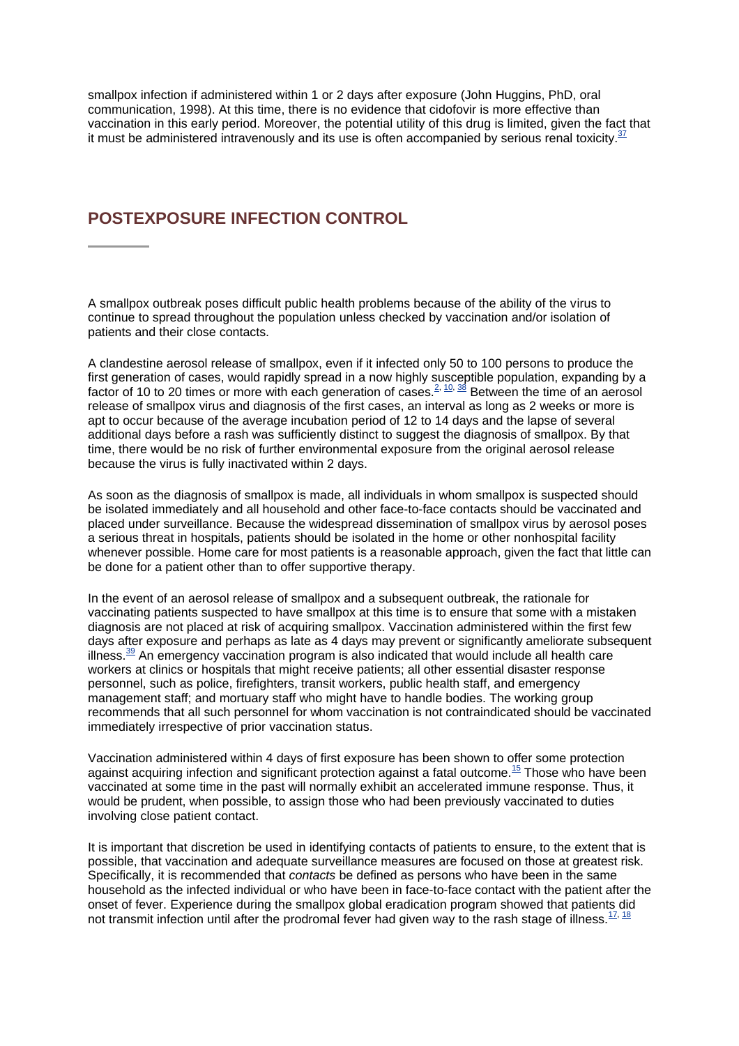smallpox infection if administered within 1 or 2 days after exposure (John Huggins, PhD, oral communication, 1998). At this time, there is no evidence that cidofovir is more effective than vaccination in this early period. Moreover, the potential utility of this drug is limited, given the fact that it must be administered intravenously and its use is often accompanied by serious renal toxicity.[37]

## POSTEXPOSURE INFECTION CONTROL

A smallpox outbreak poses difficult public health problems because of the ability of the virus to continue to spread throughout the population unless checked by vaccination and/or isolation of patients and their close contacts.

A clandestine aerosol release of smallpox, even if it infected only 50 to 100 persons to produce the first generation of cases, would rapidly spread in a now highly susceptible population, expanding by a factor of 10 to 20 times or more with each generation of cases.[2, 10, 38] Between the time of an aerosol release of smallpox virus and diagnosis of the first cases, an interval as long as 2 weeks or more is apt to occur because of the average incubation period of 12 to 14 days and the lapse of several additional days before a rash was sufficiently distinct to suggest the diagnosis of smallpox. By that time, there would be no risk of further environmental exposure from the original aerosol release because the virus is fully inactivated within 2 days.

As soon as the diagnosis of smallpox is made, all individuals in whom smallpox is suspected should be isolated immediately and all household and other face-to-face contacts should be vaccinated and placed under surveillance. Because the widespread dissemination of smallpox virus by aerosol poses a serious threat in hospitals, patients should be isolated in the home or other nonhospital facility whenever possible. Home care for most patients is a reasonable approach, given the fact that little can be done for a patient other than to offer supportive therapy.

In the event of an aerosol release of smallpox and a subsequent outbreak, the rationale for vaccinating patients suspected to have smallpox at this time is to ensure that some with a mistaken diagnosis are not placed at risk of acquiring smallpox. Vaccination administered within the first few days after exposure and perhaps as late as 4 days may prevent or significantly ameliorate subsequent illness.[39] An emergency vaccination program is also indicated that would include all health care workers at clinics or hospitals that might receive patients; all other essential disaster response personnel, such as police, firefighters, transit workers, public health staff, and emergency management staff; and mortuary staff who might have to handle bodies. The working group recommends that all such personnel for whom vaccination is not contraindicated should be vaccinated immediately irrespective of prior vaccination status.

Vaccination administered within 4 days of first exposure has been shown to offer some protection against acquiring infection and significant protection against a fatal outcome.[15] Those who have been vaccinated at some time in the past will normally exhibit an accelerated immune response. Thus, it would be prudent, when possible, to assign those who had been previously vaccinated to duties involving close patient contact.

It is important that discretion be used in identifying contacts of patients to ensure, to the extent that is possible, that vaccination and adequate surveillance measures are focused on those at greatest risk. Specifically, it is recommended that *contacts* be defined as persons who have been in the same household as the infected individual or who have been in face-to-face contact with the patient after the onset of fever. Experience during the smallpox global eradication program showed that patients did not transmit infection until after the prodromal fever had given way to the rash stage of illness.[17, 18]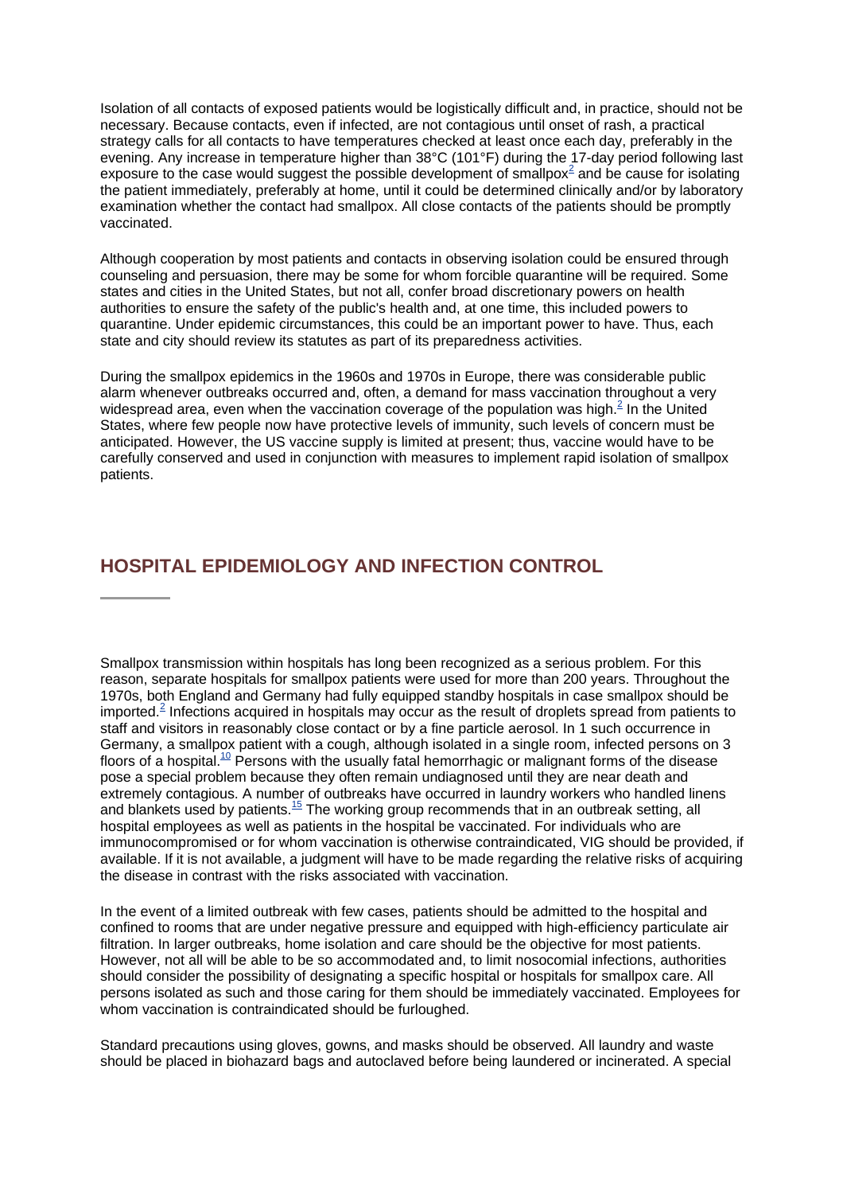Isolation of all contacts of exposed patients would be logistically difficult and, in practice, should not be necessary. Because contacts, even if infected, are not contagious until onset of rash, a practical strategy calls for all contacts to have temperatures checked at least once each day, preferably in the evening. Any increase in temperature higher than 38°C (101°F) during the 17-day period following last exposure to the case would suggest the possible development of smallpox[2] and be cause for isolating the patient immediately, preferably at home, until it could be determined clinically and/or by laboratory examination whether the contact had smallpox. All close contacts of the patients should be promptly vaccinated.

Although cooperation by most patients and contacts in observing isolation could be ensured through counseling and persuasion, there may be some for whom forcible quarantine will be required. Some states and cities in the United States, but not all, confer broad discretionary powers on health authorities to ensure the safety of the public's health and, at one time, this included powers to quarantine. Under epidemic circumstances, this could be an important power to have. Thus, each state and city should review its statutes as part of its preparedness activities.

During the smallpox epidemics in the 1960s and 1970s in Europe, there was considerable public alarm whenever outbreaks occurred and, often, a demand for mass vaccination throughout a very widespread area, even when the vaccination coverage of the population was high.[2] In the United States, where few people now have protective levels of immunity, such levels of concern must be anticipated. However, the US vaccine supply is limited at present; thus, vaccine would have to be carefully conserved and used in conjunction with measures to implement rapid isolation of smallpox patients.

## HOSPITAL EPIDEMIOLOGY AND INFECTION CONTROL

Smallpox transmission within hospitals has long been recognized as a serious problem. For this reason, separate hospitals for smallpox patients were used for more than 200 years. Throughout the 1970s, both England and Germany had fully equipped standby hospitals in case smallpox should be imported.[2] Infections acquired in hospitals may occur as the result of droplets spread from patients to staff and visitors in reasonably close contact or by a fine particle aerosol. In 1 such occurrence in Germany, a smallpox patient with a cough, although isolated in a single room, infected persons on 3 floors of a hospital.[10] Persons with the usually fatal hemorrhagic or malignant forms of the disease pose a special problem because they often remain undiagnosed until they are near death and extremely contagious. A number of outbreaks have occurred in laundry workers who handled linens and blankets used by patients.[15] The working group recommends that in an outbreak setting, all hospital employees as well as patients in the hospital be vaccinated. For individuals who are immunocompromised or for whom vaccination is otherwise contraindicated, VIG should be provided, if available. If it is not available, a judgment will have to be made regarding the relative risks of acquiring the disease in contrast with the risks associated with vaccination.

In the event of a limited outbreak with few cases, patients should be admitted to the hospital and confined to rooms that are under negative pressure and equipped with high-efficiency particulate air filtration. In larger outbreaks, home isolation and care should be the objective for most patients. However, not all will be able to be so accommodated and, to limit nosocomial infections, authorities should consider the possibility of designating a specific hospital or hospitals for smallpox care. All persons isolated as such and those caring for them should be immediately vaccinated. Employees for whom vaccination is contraindicated should be furloughed.

Standard precautions using gloves, gowns, and masks should be observed. All laundry and waste should be placed in biohazard bags and autoclaved before being laundered or incinerated. A special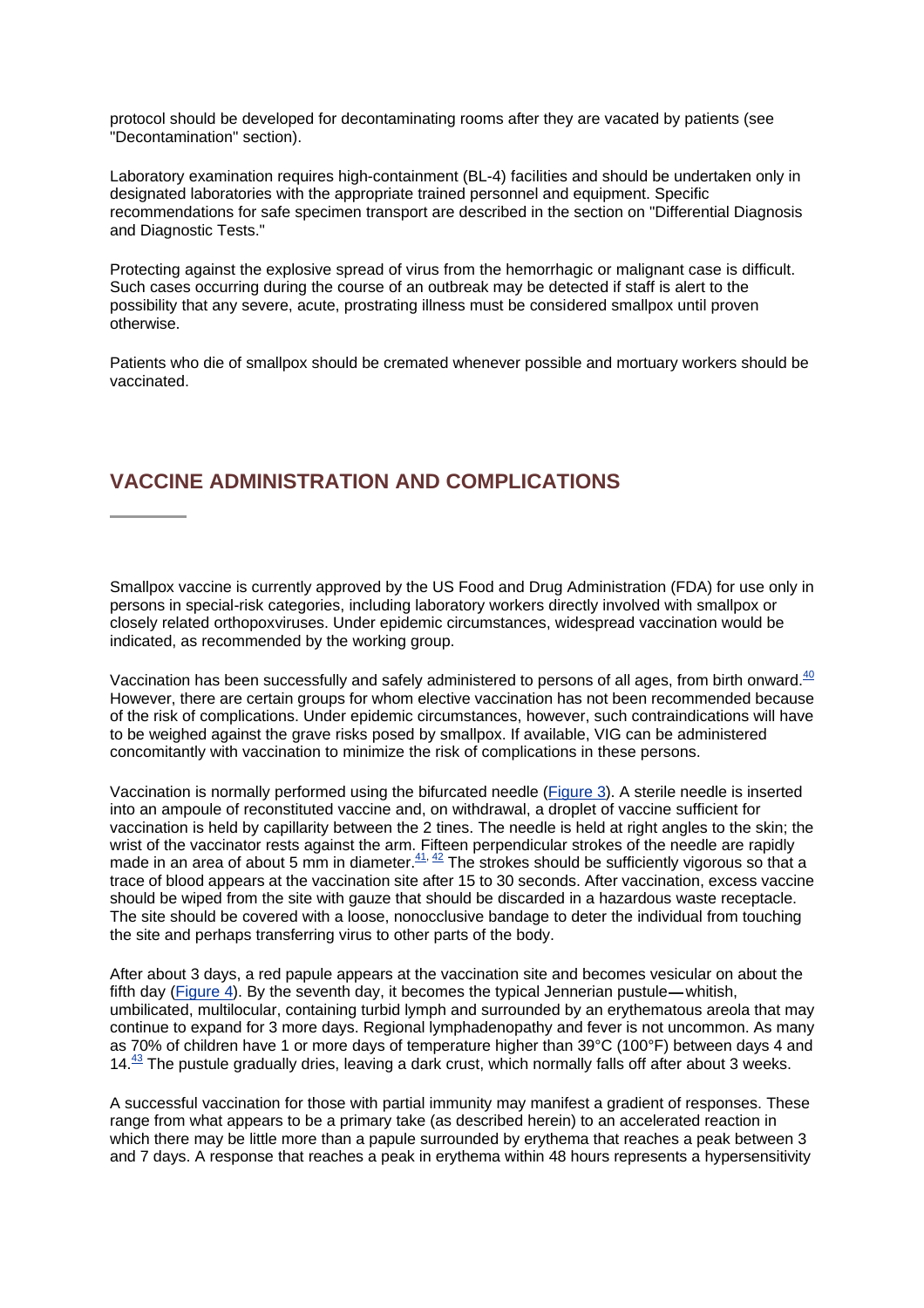protocol should be developed for decontaminating rooms after they are vacated by patients (see "Decontamination" section).

Laboratory examination requires high-containment (BL-4) facilities and should be undertaken only in designated laboratories with the appropriate trained personnel and equipment. Specific recommendations for safe specimen transport are described in the section on "Differential Diagnosis and Diagnostic Tests."

Protecting against the explosive spread of virus from the hemorrhagic or malignant case is difficult. Such cases occurring during the course of an outbreak may be detected if staff is alert to the possibility that any severe, acute, prostrating illness must be considered smallpox until proven otherwise.

Patients who die of smallpox should be cremated whenever possible and mortuary workers should be vaccinated.

## VACCINE ADMINISTRATION AND COMPLICATIONS

Smallpox vaccine is currently approved by the US Food and Drug Administration (FDA) for use only in persons in special-risk categories, including laboratory workers directly involved with smallpox or closely related orthopoxviruses. Under epidemic circumstances, widespread vaccination would be indicated, as recommended by the working group.

Vaccination has been successfully and safely administered to persons of all ages, from birth onward.[40] However, there are certain groups for whom elective vaccination has not been recommended because of the risk of complications. Under epidemic circumstances, however, such contraindications will have to be weighed against the grave risks posed by smallpox. If available, VIG can be administered concomitantly with vaccination to minimize the risk of complications in these persons.

Vaccination is normally performed using the bifurcated needle (Figure 3). A sterile needle is inserted into an ampoule of reconstituted vaccine and, on withdrawal, a droplet of vaccine sufficient for vaccination is held by capillarity between the 2 tines. The needle is held at right angles to the skin; the wrist of the vaccinator rests against the arm. Fifteen perpendicular strokes of the needle are rapidly made in an area of about 5 mm in diameter.[41, 42] The strokes should be sufficiently vigorous so that a trace of blood appears at the vaccination site after 15 to 30 seconds. After vaccination, excess vaccine should be wiped from the site with gauze that should be discarded in a hazardous waste receptacle. The site should be covered with a loose, nonocclusive bandage to deter the individual from touching the site and perhaps transferring virus to other parts of the body.

After about 3 days, a red papule appears at the vaccination site and becomes vesicular on about the fifth day (Figure 4). By the seventh day, it becomes the typical Jennerian pustule—whitish, umbilicated, multilocular, containing turbid lymph and surrounded by an erythematous areola that may continue to expand for 3 more days. Regional lymphadenopathy and fever is not uncommon. As many as 70% of children have 1 or more days of temperature higher than 39°C (100°F) between days 4 and 14.[43] The pustule gradually dries, leaving a dark crust, which normally falls off after about 3 weeks.

A successful vaccination for those with partial immunity may manifest a gradient of responses. These range from what appears to be a primary take (as described herein) to an accelerated reaction in which there may be little more than a papule surrounded by erythema that reaches a peak between 3 and 7 days. A response that reaches a peak in erythema within 48 hours represents a hypersensitivity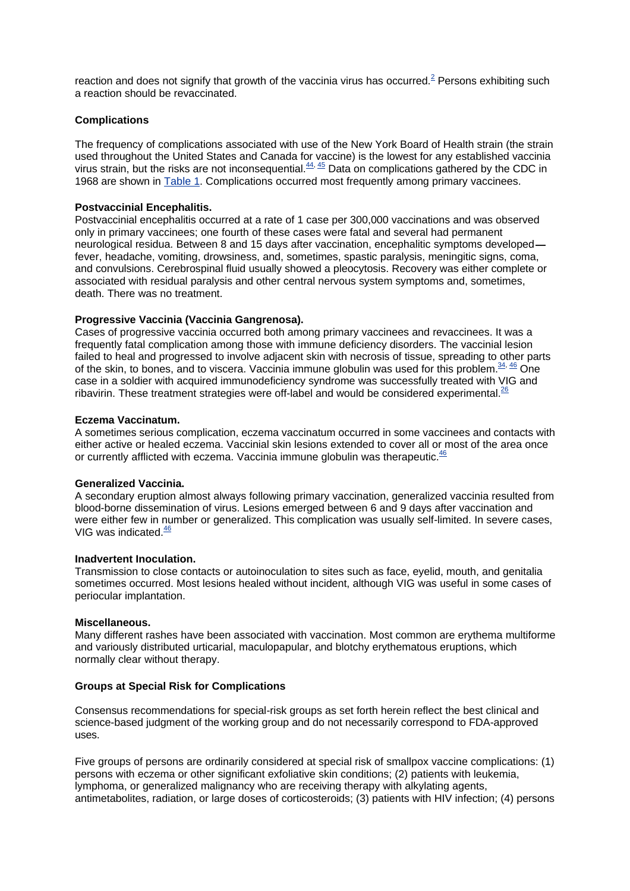reaction and does not signify that growth of the vaccinia virus has occurred.[2] Persons exhibiting such a reaction should be revaccinated.

### Complications

The frequency of complications associated with use of the New York Board of Health strain (the strain used throughout the United States and Canada for vaccine) is the lowest for any established vaccinia virus strain, but the risks are not inconsequential.[44, 45] Data on complications gathered by the CDC in 1968 are shown in Table 1. Complications occurred most frequently among primary vaccinees.

**Postvaccinial Encephalitis.**
Postvaccinial encephalitis occurred at a rate of 1 case per 300,000 vaccinations and was observed only in primary vaccinees; one fourth of these cases were fatal and several had permanent neurological residua. Between 8 and 15 days after vaccination, encephalitic symptoms developed— fever, headache, vomiting, drowsiness, and, sometimes, spastic paralysis, meningitic signs, coma, and convulsions. Cerebrospinal fluid usually showed a pleocytosis. Recovery was either complete or associated with residual paralysis and other central nervous system symptoms and, sometimes, death. There was no treatment.

**Progressive Vaccinia (Vaccinia Gangrenosa).**
Cases of progressive vaccinia occurred both among primary vaccinees and revaccinees. It was a frequently fatal complication among those with immune deficiency disorders. The vaccinial lesion failed to heal and progressed to involve adjacent skin with necrosis of tissue, spreading to other parts of the skin, to bones, and to viscera. Vaccinia immune globulin was used for this problem.[34, 46] One case in a soldier with acquired immunodeficiency syndrome was successfully treated with VIG and ribavirin. These treatment strategies were off-label and would be considered experimental.[26]

**Eczema Vaccinatum.**
A sometimes serious complication, eczema vaccinatum occurred in some vaccinees and contacts with either active or healed eczema. Vaccinial skin lesions extended to cover all or most of the area once or currently afflicted with eczema. Vaccinia immune globulin was therapeutic.[46]

**Generalized Vaccinia.**
A secondary eruption almost always following primary vaccination, generalized vaccinia resulted from blood-borne dissemination of virus. Lesions emerged between 6 and 9 days after vaccination and were either few in number or generalized. This complication was usually self-limited. In severe cases, VIG was indicated.[46]

**Inadvertent Inoculation.**
Transmission to close contacts or autoinoculation to sites such as face, eyelid, mouth, and genitalia sometimes occurred. Most lesions healed without incident, although VIG was useful in some cases of periocular implantation.

**Miscellaneous.**
Many different rashes have been associated with vaccination. Most common are erythema multiforme and variously distributed urticarial, maculopapular, and blotchy erythematous eruptions, which normally clear without therapy.

### Groups at Special Risk for Complications

Consensus recommendations for special-risk groups as set forth herein reflect the best clinical and science-based judgment of the working group and do not necessarily correspond to FDA-approved uses.

Five groups of persons are ordinarily considered at special risk of smallpox vaccine complications: (1) persons with eczema or other significant exfoliative skin conditions; (2) patients with leukemia, lymphoma, or generalized malignancy who are receiving therapy with alkylating agents, antimetabolites, radiation, or large doses of corticosteroids; (3) patients with HIV infection; (4) persons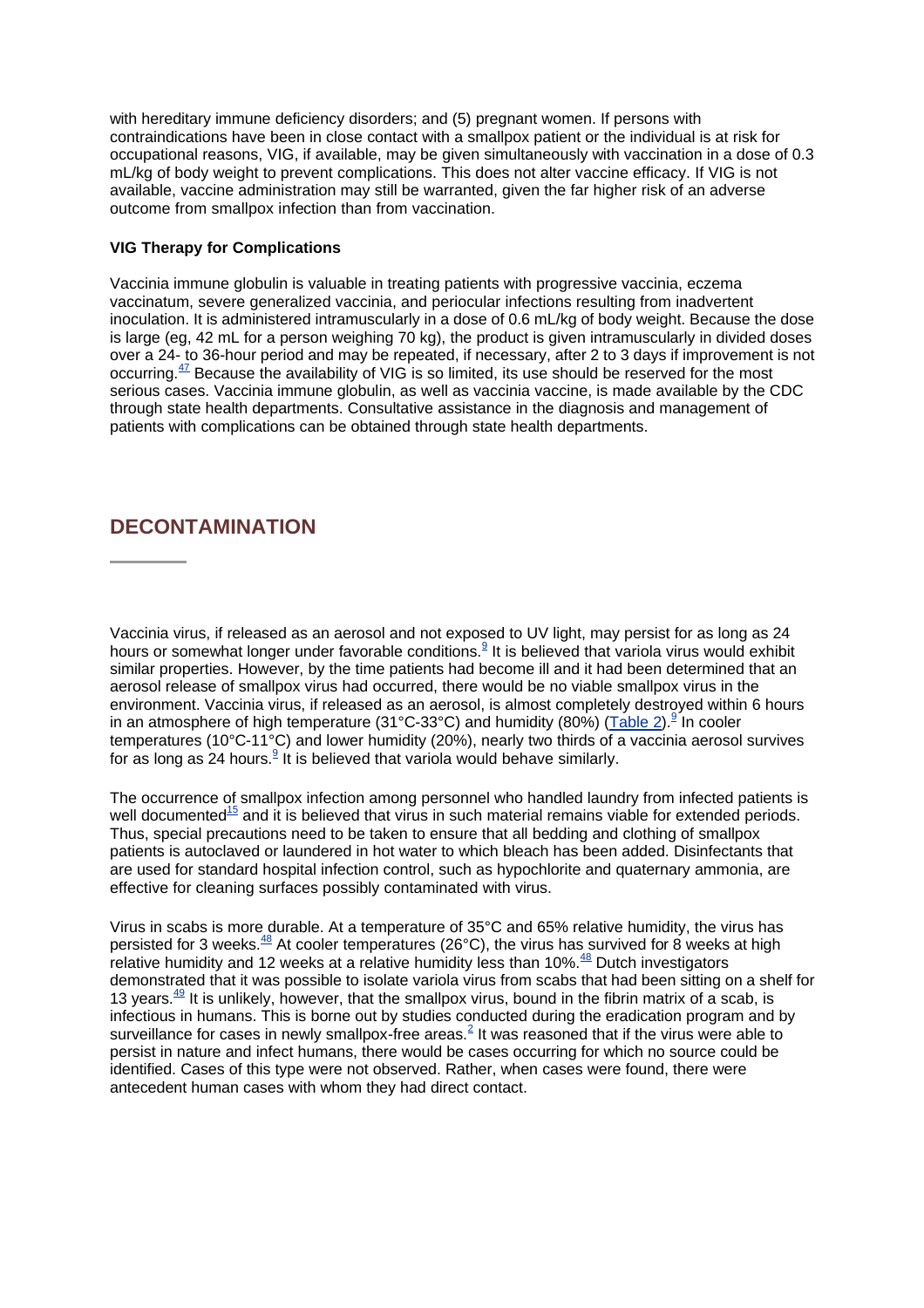with hereditary immune deficiency disorders; and (5) pregnant women. If persons with contraindications have been in close contact with a smallpox patient or the individual is at risk for occupational reasons, VIG, if available, may be given simultaneously with vaccination in a dose of 0.3 mL/kg of body weight to prevent complications. This does not alter vaccine efficacy. If VIG is not available, vaccine administration may still be warranted, given the far higher risk of an adverse outcome from smallpox infection than from vaccination.

**VIG Therapy for Complications**

Vaccinia immune globulin is valuable in treating patients with progressive vaccinia, eczema vaccinatum, severe generalized vaccinia, and periocular infections resulting from inadvertent inoculation. It is administered intramuscularly in a dose of 0.6 mL/kg of body weight. Because the dose is large (eg, 42 mL for a person weighing 70 kg), the product is given intramuscularly in divided doses over a 24- to 36-hour period and may be repeated, if necessary, after 2 to 3 days if improvement is not occurring.[47] Because the availability of VIG is so limited, its use should be reserved for the most serious cases. Vaccinia immune globulin, as well as vaccinia vaccine, is made available by the CDC through state health departments. Consultative assistance in the diagnosis and management of patients with complications can be obtained through state health departments.

## DECONTAMINATION

Vaccinia virus, if released as an aerosol and not exposed to UV light, may persist for as long as 24 hours or somewhat longer under favorable conditions.[9] It is believed that variola virus would exhibit similar properties. However, by the time patients had become ill and it had been determined that an aerosol release of smallpox virus had occurred, there would be no viable smallpox virus in the environment. Vaccinia virus, if released as an aerosol, is almost completely destroyed within 6 hours in an atmosphere of high temperature (31°C-33°C) and humidity (80%) (Table 2).[9] In cooler temperatures (10°C-11°C) and lower humidity (20%), nearly two thirds of a vaccinia aerosol survives for as long as 24 hours.[9] It is believed that variola would behave similarly.

The occurrence of smallpox infection among personnel who handled laundry from infected patients is well documented[15] and it is believed that virus in such material remains viable for extended periods. Thus, special precautions need to be taken to ensure that all bedding and clothing of smallpox patients is autoclaved or laundered in hot water to which bleach has been added. Disinfectants that are used for standard hospital infection control, such as hypochlorite and quaternary ammonia, are effective for cleaning surfaces possibly contaminated with virus.

Virus in scabs is more durable. At a temperature of 35°C and 65% relative humidity, the virus has persisted for 3 weeks.[48] At cooler temperatures (26°C), the virus has survived for 8 weeks at high relative humidity and 12 weeks at a relative humidity less than 10%.[48] Dutch investigators demonstrated that it was possible to isolate variola virus from scabs that had been sitting on a shelf for 13 years.[49] It is unlikely, however, that the smallpox virus, bound in the fibrin matrix of a scab, is infectious in humans. This is borne out by studies conducted during the eradication program and by surveillance for cases in newly smallpox-free areas.[2] It was reasoned that if the virus were able to persist in nature and infect humans, there would be cases occurring for which no source could be identified. Cases of this type were not observed. Rather, when cases were found, there were antecedent human cases with whom they had direct contact.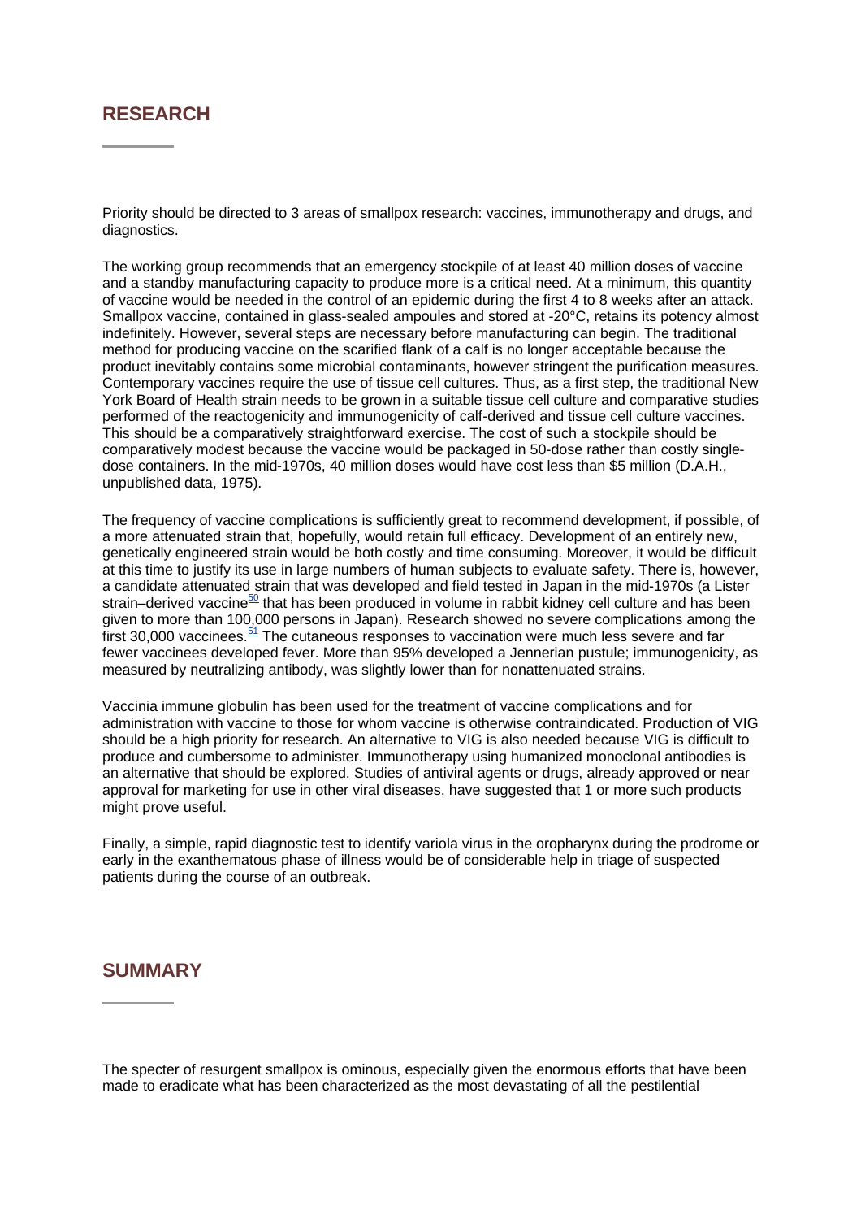## RESEARCH

Priority should be directed to 3 areas of smallpox research: vaccines, immunotherapy and drugs, and diagnostics.

The working group recommends that an emergency stockpile of at least 40 million doses of vaccine and a standby manufacturing capacity to produce more is a critical need. At a minimum, this quantity of vaccine would be needed in the control of an epidemic during the first 4 to 8 weeks after an attack. Smallpox vaccine, contained in glass-sealed ampoules and stored at -20°C, retains its potency almost indefinitely. However, several steps are necessary before manufacturing can begin. The traditional method for producing vaccine on the scarified flank of a calf is no longer acceptable because the product inevitably contains some microbial contaminants, however stringent the purification measures. Contemporary vaccines require the use of tissue cell cultures. Thus, as a first step, the traditional New York Board of Health strain needs to be grown in a suitable tissue cell culture and comparative studies performed of the reactogenicity and immunogenicity of calf-derived and tissue cell culture vaccines. This should be a comparatively straightforward exercise. The cost of such a stockpile should be comparatively modest because the vaccine would be packaged in 50-dose rather than costly single-dose containers. In the mid-1970s, 40 million doses would have cost less than $5 million (D.A.H., unpublished data, 1975).

The frequency of vaccine complications is sufficiently great to recommend development, if possible, of a more attenuated strain that, hopefully, would retain full efficacy. Development of an entirely new, genetically engineered strain would be both costly and time consuming. Moreover, it would be difficult at this time to justify its use in large numbers of human subjects to evaluate safety. There is, however, a candidate attenuated strain that was developed and field tested in Japan in the mid-1970s (a Lister strain–derived vaccine[50] that has been produced in volume in rabbit kidney cell culture and has been given to more than 100,000 persons in Japan). Research showed no severe complications among the first 30,000 vaccinees.[51] The cutaneous responses to vaccination were much less severe and far fewer vaccinees developed fever. More than 95% developed a Jennerian pustule; immunogenicity, as measured by neutralizing antibody, was slightly lower than for nonattenuated strains.

Vaccinia immune globulin has been used for the treatment of vaccine complications and for administration with vaccine to those for whom vaccine is otherwise contraindicated. Production of VIG should be a high priority for research. An alternative to VIG is also needed because VIG is difficult to produce and cumbersome to administer. Immunotherapy using humanized monoclonal antibodies is an alternative that should be explored. Studies of antiviral agents or drugs, already approved or near approval for marketing for use in other viral diseases, have suggested that 1 or more such products might prove useful.

Finally, a simple, rapid diagnostic test to identify variola virus in the oropharynx during the prodrome or early in the exanthematous phase of illness would be of considerable help in triage of suspected patients during the course of an outbreak.

## SUMMARY

The specter of resurgent smallpox is ominous, especially given the enormous efforts that have been made to eradicate what has been characterized as the most devastating of all the pestilential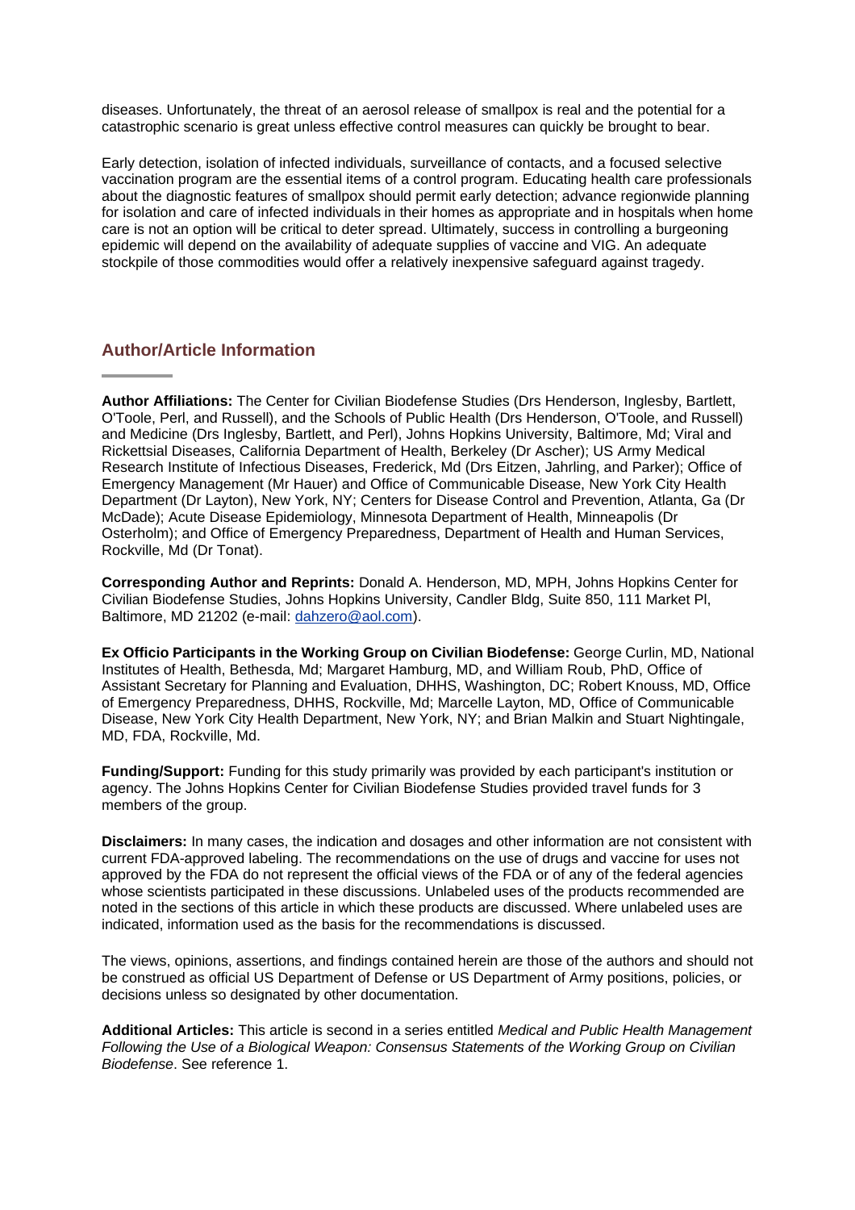diseases. Unfortunately, the threat of an aerosol release of smallpox is real and the potential for a catastrophic scenario is great unless effective control measures can quickly be brought to bear.

Early detection, isolation of infected individuals, surveillance of contacts, and a focused selective vaccination program are the essential items of a control program. Educating health care professionals about the diagnostic features of smallpox should permit early detection; advance regionwide planning for isolation and care of infected individuals in their homes as appropriate and in hospitals when home care is not an option will be critical to deter spread. Ultimately, success in controlling a burgeoning epidemic will depend on the availability of adequate supplies of vaccine and VIG. An adequate stockpile of those commodities would offer a relatively inexpensive safeguard against tragedy.

## Author/Article Information

**Author Affiliations:** The Center for Civilian Biodefense Studies (Drs Henderson, Inglesby, Bartlett, O'Toole, Perl, and Russell), and the Schools of Public Health (Drs Henderson, O'Toole, and Russell) and Medicine (Drs Inglesby, Bartlett, and Perl), Johns Hopkins University, Baltimore, Md; Viral and Rickettsial Diseases, California Department of Health, Berkeley (Dr Ascher); US Army Medical Research Institute of Infectious Diseases, Frederick, Md (Drs Eitzen, Jahrling, and Parker); Office of Emergency Management (Mr Hauer) and Office of Communicable Disease, New York City Health Department (Dr Layton), New York, NY; Centers for Disease Control and Prevention, Atlanta, Ga (Dr McDade); Acute Disease Epidemiology, Minnesota Department of Health, Minneapolis (Dr Osterholm); and Office of Emergency Preparedness, Department of Health and Human Services, Rockville, Md (Dr Tonat).

**Corresponding Author and Reprints:** Donald A. Henderson, MD, MPH, Johns Hopkins Center for Civilian Biodefense Studies, Johns Hopkins University, Candler Bldg, Suite 850, 111 Market Pl, Baltimore, MD 21202 (e-mail: dahzero@aol.com).

**Ex Officio Participants in the Working Group on Civilian Biodefense:** George Curlin, MD, National Institutes of Health, Bethesda, Md; Margaret Hamburg, MD, and William Roub, PhD, Office of Assistant Secretary for Planning and Evaluation, DHHS, Washington, DC; Robert Knouss, MD, Office of Emergency Preparedness, DHHS, Rockville, Md; Marcelle Layton, MD, Office of Communicable Disease, New York City Health Department, New York, NY; and Brian Malkin and Stuart Nightingale, MD, FDA, Rockville, Md.

**Funding/Support:** Funding for this study primarily was provided by each participant's institution or agency. The Johns Hopkins Center for Civilian Biodefense Studies provided travel funds for 3 members of the group.

**Disclaimers:** In many cases, the indication and dosages and other information are not consistent with current FDA-approved labeling. The recommendations on the use of drugs and vaccine for uses not approved by the FDA do not represent the official views of the FDA or of any of the federal agencies whose scientists participated in these discussions. Unlabeled uses of the products recommended are noted in the sections of this article in which these products are discussed. Where unlabeled uses are indicated, information used as the basis for the recommendations is discussed.

The views, opinions, assertions, and findings contained herein are those of the authors and should not be construed as official US Department of Defense or US Department of Army positions, policies, or decisions unless so designated by other documentation.

**Additional Articles:** This article is second in a series entitled *Medical and Public Health Management Following the Use of a Biological Weapon: Consensus Statements of the Working Group on Civilian Biodefense*. See reference 1.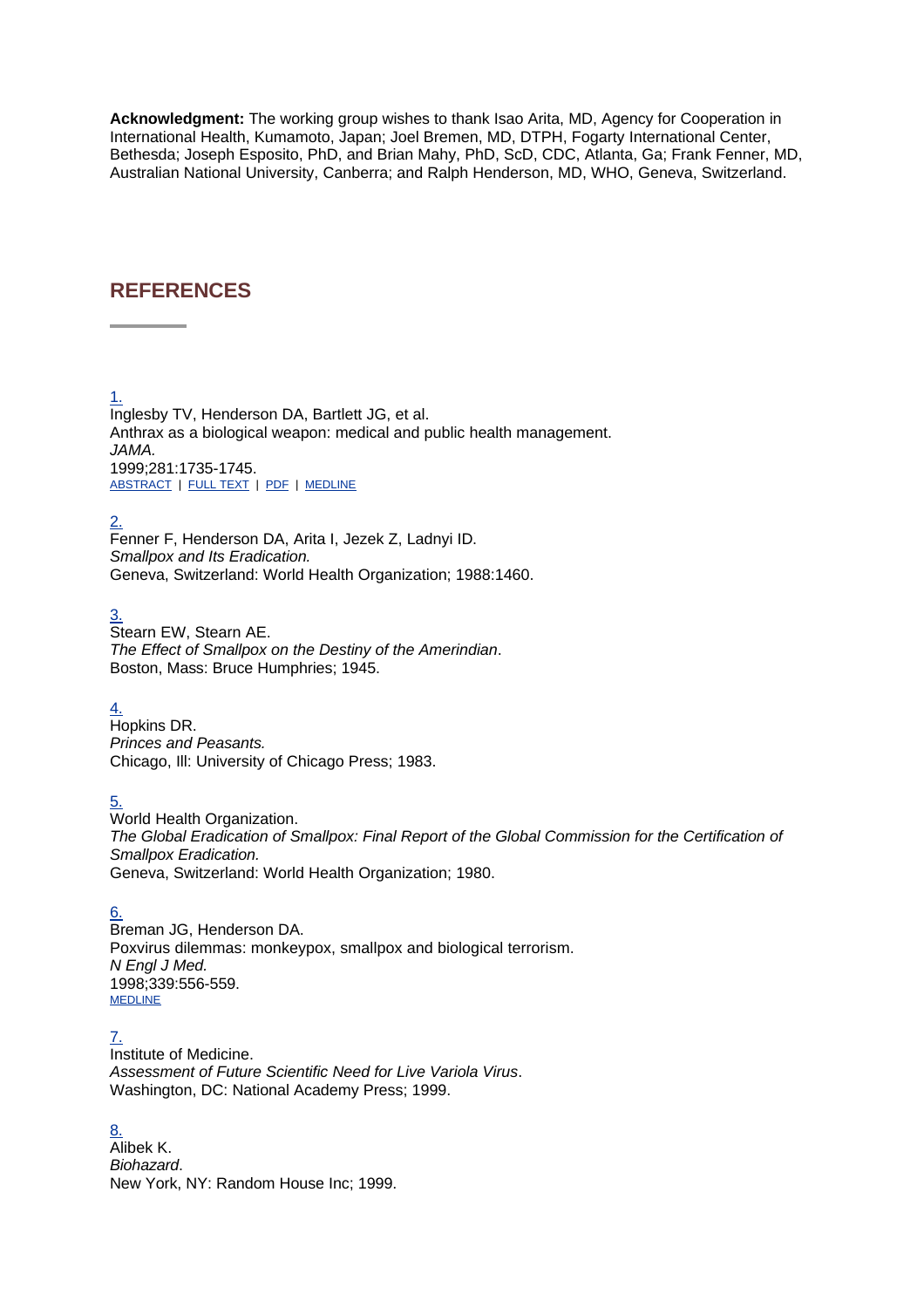**Acknowledgment:** The working group wishes to thank Isao Arita, MD, Agency for Cooperation in International Health, Kumamoto, Japan; Joel Breman, MD, DTPH, Fogarty International Center, Bethesda; Joseph Esposito, PhD, and Brian Mahy, PhD, ScD, CDC, Atlanta, Ga; Frank Fenner, MD, Australian National University, Canberra; and Ralph Henderson, MD, WHO, Geneva, Switzerland.

## REFERENCES

1.
Inglesby TV, Henderson DA, Bartlett JG, et al.
Anthrax as a biological weapon: medical and public health management.
*JAMA.*
1999;281:1735-1745.
ABSTRACT | FULL TEXT | PDF | MEDLINE

2.
Fenner F, Henderson DA, Arita I, Jezek Z, Ladnyi ID.
*Smallpox and Its Eradication.*
Geneva, Switzerland: World Health Organization; 1988:1460.

3.
Stearn EW, Stearn AE.
*The Effect of Smallpox on the Destiny of the Amerindian*.
Boston, Mass: Bruce Humphries; 1945.

4.
Hopkins DR.
*Princes and Peasants.*
Chicago, Ill: University of Chicago Press; 1983.

5.
World Health Organization.
*The Global Eradication of Smallpox: Final Report of the Global Commission for the Certification of Smallpox Eradication.*
Geneva, Switzerland: World Health Organization; 1980.

6.
Breman JG, Henderson DA.
Poxvirus dilemmas: monkeypox, smallpox and biological terrorism.
*N Engl J Med.*
1998;339:556-559.
MEDLINE

7.
Institute of Medicine.
*Assessment of Future Scientific Need for Live Variola Virus*.
Washington, DC: National Academy Press; 1999.

8.
Alibek K.
*Biohazard*.
New York, NY: Random House Inc; 1999.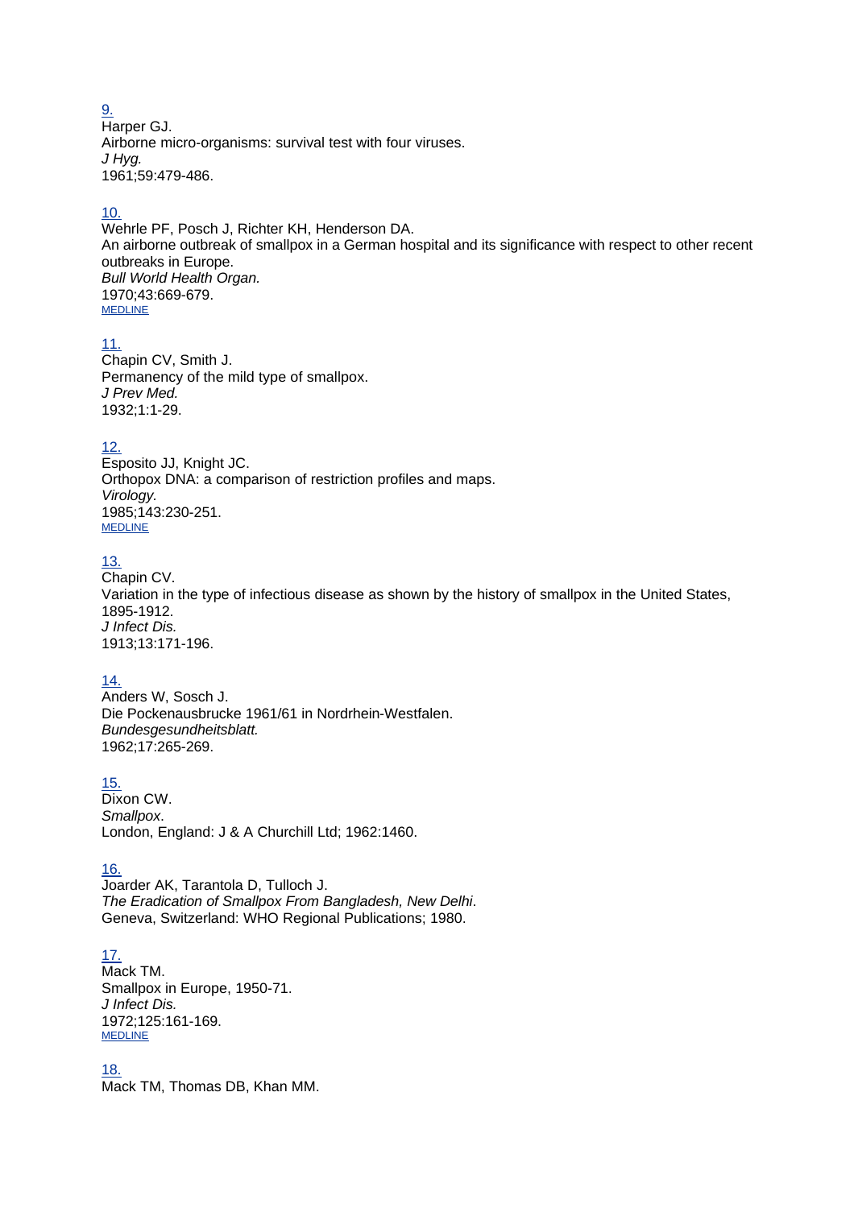9.
Harper GJ.
Airborne micro-organisms: survival test with four viruses.
*J Hyg.*
1961;59:479-486.

10.
Wehrle PF, Posch J, Richter KH, Henderson DA.
An airborne outbreak of smallpox in a German hospital and its significance with respect to other recent outbreaks in Europe.
*Bull World Health Organ.*
1970;43:669-679.
MEDLINE

11.
Chapin CV, Smith J.
Permanency of the mild type of smallpox.
*J Prev Med.*
1932;1:1-29.

12.
Esposito JJ, Knight JC.
Orthopox DNA: a comparison of restriction profiles and maps.
*Virology.*
1985;143:230-251.
MEDLINE

13.
Chapin CV.
Variation in the type of infectious disease as shown by the history of smallpox in the United States, 1895-1912.
*J Infect Dis.*
1913;13:171-196.

14.
Anders W, Sosch J.
Die Pockenausbrucke 1961/61 in Nordrhein-Westfalen.
*Bundesgesundheitsblatt.*
1962;17:265-269.

15.
Dixon CW.
*Smallpox*.
London, England: J & A Churchill Ltd; 1962:1460.

16.
Joarder AK, Tarantola D, Tulloch J.
*The Eradication of Smallpox From Bangladesh, New Delhi*.
Geneva, Switzerland: WHO Regional Publications; 1980.

17.
Mack TM.
Smallpox in Europe, 1950-71.
*J Infect Dis.*
1972;125:161-169.
MEDLINE

18.
Mack TM, Thomas DB, Khan MM.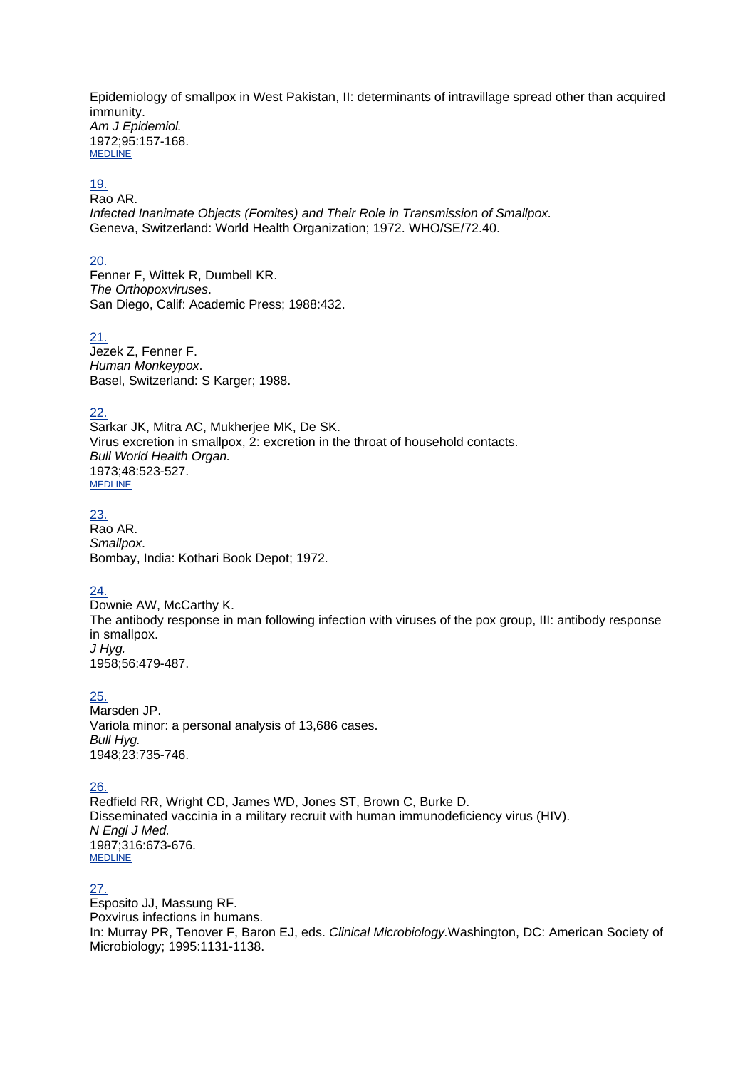Epidemiology of smallpox in West Pakistan, II: determinants of intravillage spread other than acquired immunity.
*Am J Epidemiol.*
1972;95:157-168.
MEDLINE

19.
Rao AR.
*Infected Inanimate Objects (Fomites) and Their Role in Transmission of Smallpox.*
Geneva, Switzerland: World Health Organization; 1972. WHO/SE/72.40.

20.
Fenner F, Wittek R, Dumbell KR.
*The Orthopoxviruses*.
San Diego, Calif: Academic Press; 1988:432.

21.
Jezek Z, Fenner F.
*Human Monkeypox*.
Basel, Switzerland: S Karger; 1988.

22.
Sarkar JK, Mitra AC, Mukherjee MK, De SK.
Virus excretion in smallpox, 2: excretion in the throat of household contacts.
*Bull World Health Organ.*
1973;48:523-527.
MEDLINE

23.
Rao AR.
*Smallpox*.
Bombay, India: Kothari Book Depot; 1972.

24.
Downie AW, McCarthy K.
The antibody response in man following infection with viruses of the pox group, III: antibody response in smallpox.
*J Hyg.*
1958;56:479-487.

25.
Marsden JP.
Variola minor: a personal analysis of 13,686 cases.
*Bull Hyg.*
1948;23:735-746.

26.
Redfield RR, Wright CD, James WD, Jones ST, Brown C, Burke D.
Disseminated vaccinia in a military recruit with human immunodeficiency virus (HIV).
*N Engl J Med.*
1987;316:673-676.
MEDLINE

27.
Esposito JJ, Massung RF.
Poxvirus infections in humans.
In: Murray PR, Tenover F, Baron EJ, eds. *Clinical Microbiology.*Washington, DC: American Society of Microbiology; 1995:1131-1138.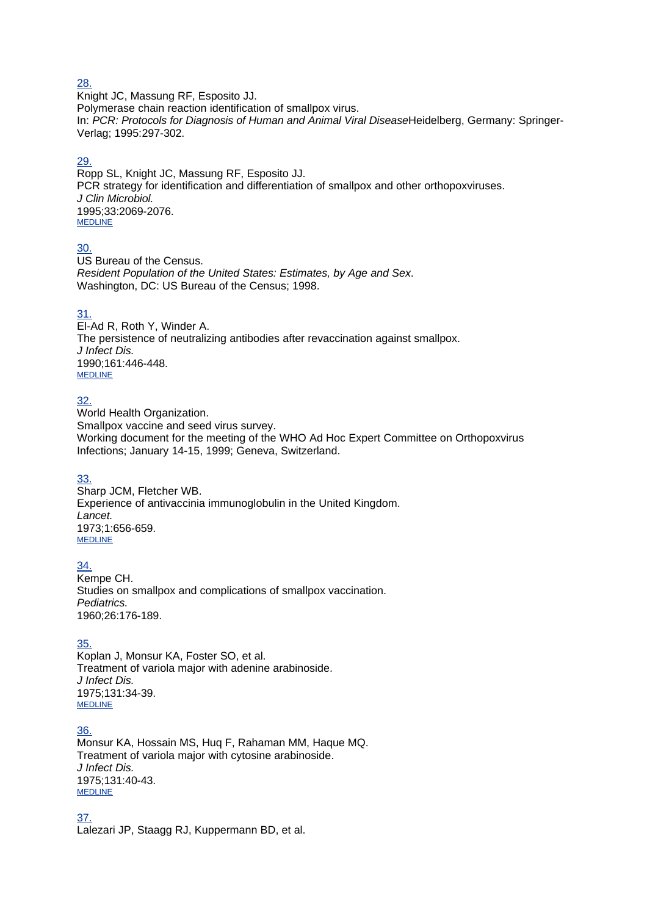28.
Knight JC, Massung RF, Esposito JJ.
Polymerase chain reaction identification of smallpox virus.
In: *PCR: Protocols for Diagnosis of Human and Animal Viral Disease*Heidelberg, Germany: Springer-Verlag; 1995:297-302.

29.
Ropp SL, Knight JC, Massung RF, Esposito JJ.
PCR strategy for identification and differentiation of smallpox and other orthopoxviruses.
*J Clin Microbiol.*
1995;33:2069-2076.
MEDLINE

30.
US Bureau of the Census.
*Resident Population of the United States: Estimates, by Age and Sex*.
Washington, DC: US Bureau of the Census; 1998.

31.
El-Ad R, Roth Y, Winder A.
The persistence of neutralizing antibodies after revaccination against smallpox.
*J Infect Dis.*
1990;161:446-448.
MEDLINE

32.
World Health Organization.
Smallpox vaccine and seed virus survey.
Working document for the meeting of the WHO Ad Hoc Expert Committee on Orthopoxvirus Infections; January 14-15, 1999; Geneva, Switzerland.

33.
Sharp JCM, Fletcher WB.
Experience of antivaccinia immunoglobulin in the United Kingdom.
*Lancet.*
1973;1:656-659.
MEDLINE

34.
Kempe CH.
Studies on smallpox and complications of smallpox vaccination.
*Pediatrics.*
1960;26:176-189.

35.
Koplan J, Monsur KA, Foster SO, et al.
Treatment of variola major with adenine arabinoside.
*J Infect Dis.*
1975;131:34-39.
MEDLINE

36.
Monsur KA, Hossain MS, Huq F, Rahaman MM, Haque MQ.
Treatment of variola major with cytosine arabinoside.
*J Infect Dis.*
1975;131:40-43.
MEDLINE

37.
Lalezari JP, Staagg RJ, Kuppermann BD, et al.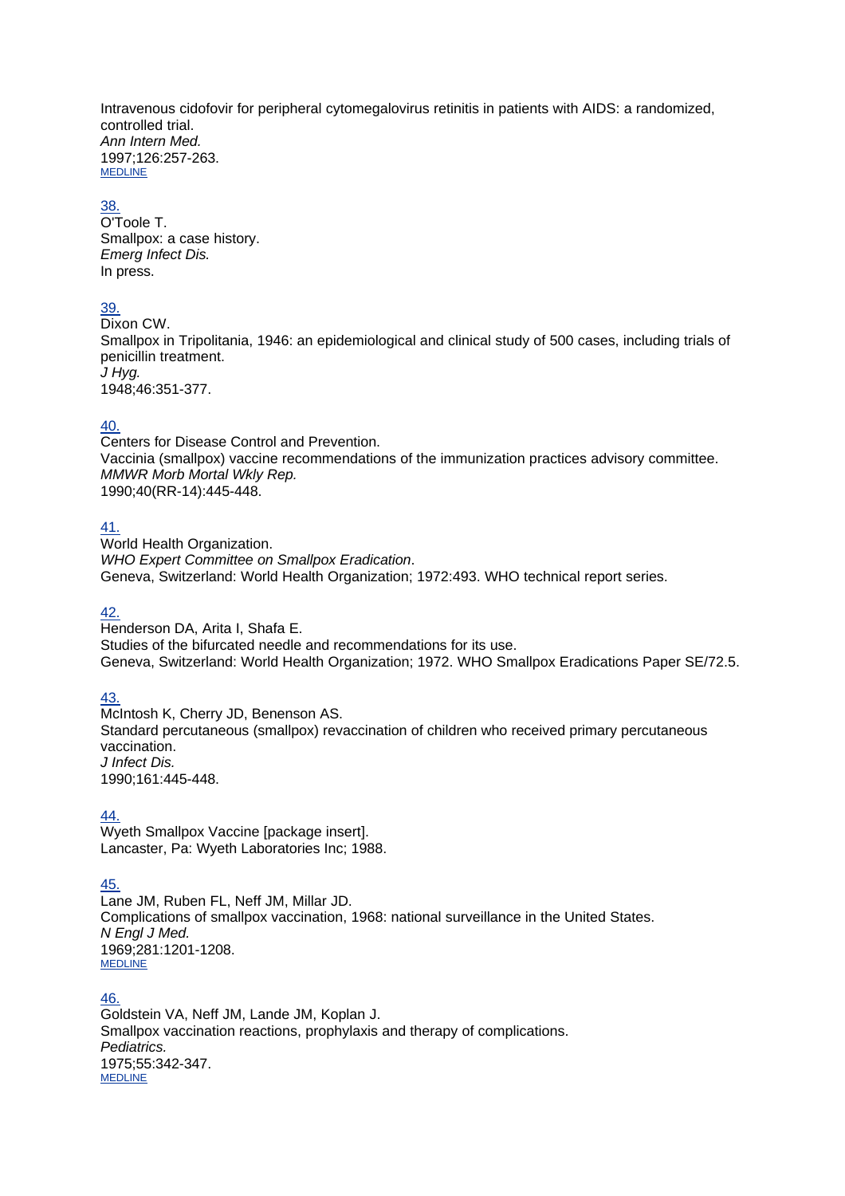Intravenous cidofovir for peripheral cytomegalovirus retinitis in patients with AIDS: a randomized, controlled trial.
*Ann Intern Med.*
1997;126:257-263.
MEDLINE

38.
O'Toole T.
Smallpox: a case history.
*Emerg Infect Dis.*
In press.

39.
Dixon CW.
Smallpox in Tripolitania, 1946: an epidemiological and clinical study of 500 cases, including trials of penicillin treatment.
*J Hyg.*
1948;46:351-377.

40.
Centers for Disease Control and Prevention.
Vaccinia (smallpox) vaccine recommendations of the immunization practices advisory committee.
*MMWR Morb Mortal Wkly Rep.*
1990;40(RR-14):445-448.

41.
World Health Organization.
*WHO Expert Committee on Smallpox Eradication*.
Geneva, Switzerland: World Health Organization; 1972:493. WHO technical report series.

42.
Henderson DA, Arita I, Shafa E.
Studies of the bifurcated needle and recommendations for its use.
Geneva, Switzerland: World Health Organization; 1972. WHO Smallpox Eradications Paper SE/72.5.

43.
McIntosh K, Cherry JD, Benenson AS.
Standard percutaneous (smallpox) revaccination of children who received primary percutaneous vaccination.
*J Infect Dis.*
1990;161:445-448.

44.
Wyeth Smallpox Vaccine [package insert].
Lancaster, Pa: Wyeth Laboratories Inc; 1988.

45.
Lane JM, Ruben FL, Neff JM, Millar JD.
Complications of smallpox vaccination, 1968: national surveillance in the United States.
*N Engl J Med.*
1969;281:1201-1208.
MEDLINE

46.
Goldstein VA, Neff JM, Lande JM, Koplan J.
Smallpox vaccination reactions, prophylaxis and therapy of complications.
*Pediatrics.*
1975;55:342-347.
MEDLINE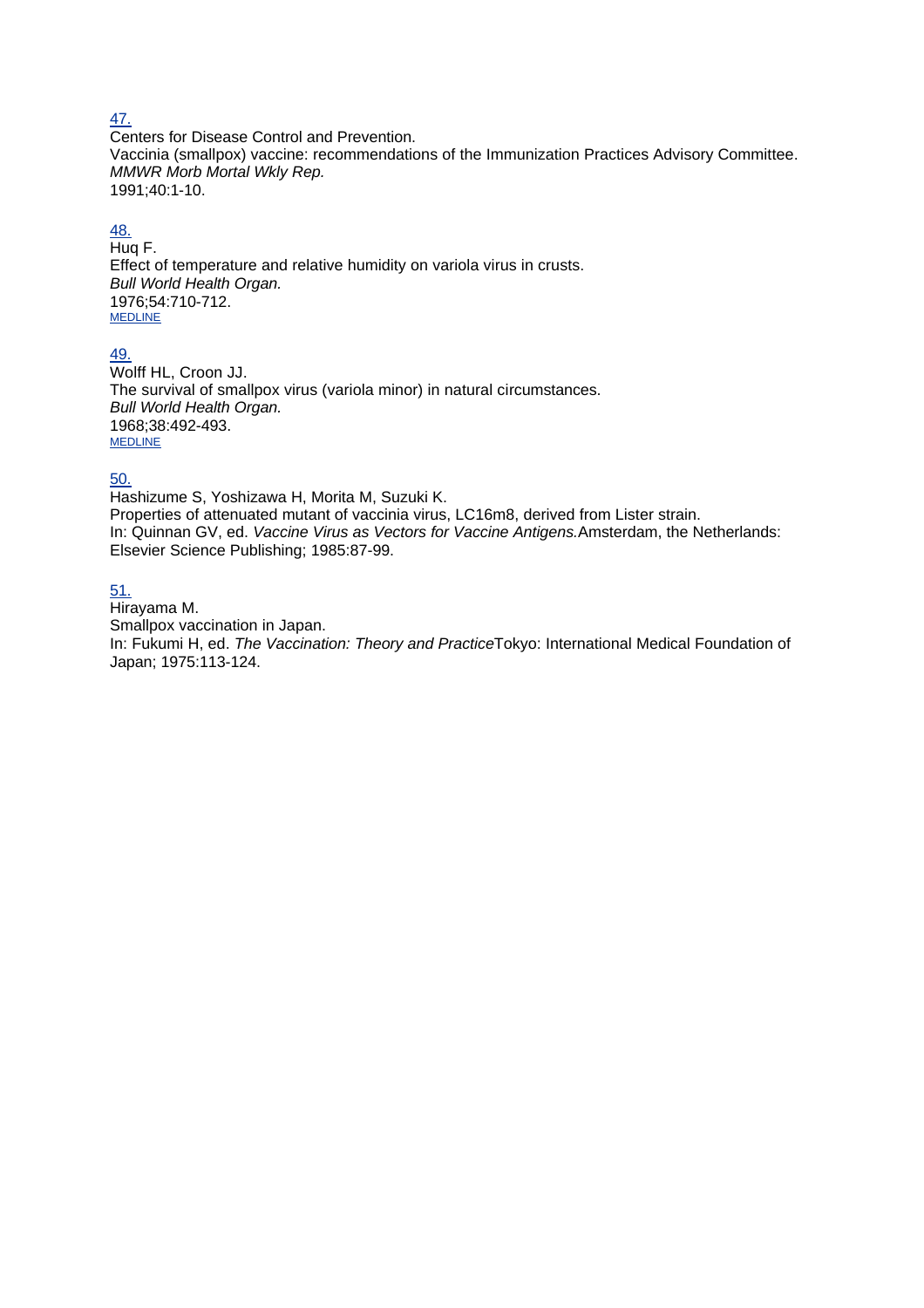47.
Centers for Disease Control and Prevention.
Vaccinia (smallpox) vaccine: recommendations of the Immunization Practices Advisory Committee.
*MMWR Morb Mortal Wkly Rep.*
1991;40:1-10.

48.
Huq F.
Effect of temperature and relative humidity on variola virus in crusts.
*Bull World Health Organ.*
1976;54:710-712.
MEDLINE

49.
Wolff HL, Croon JJ.
The survival of smallpox virus (variola minor) in natural circumstances.
*Bull World Health Organ.*
1968;38:492-493.
MEDLINE

50.
Hashizume S, Yoshizawa H, Morita M, Suzuki K.
Properties of attenuated mutant of vaccinia virus, LC16m8, derived from Lister strain.
In: Quinnan GV, ed. *Vaccine Virus as Vectors for Vaccine Antigens.*Amsterdam, the Netherlands: Elsevier Science Publishing; 1985:87-99.

51.
Hirayama M.
Smallpox vaccination in Japan.
In: Fukumi H, ed. *The Vaccination: Theory and Practice*Tokyo: International Medical Foundation of Japan; 1975:113-124.